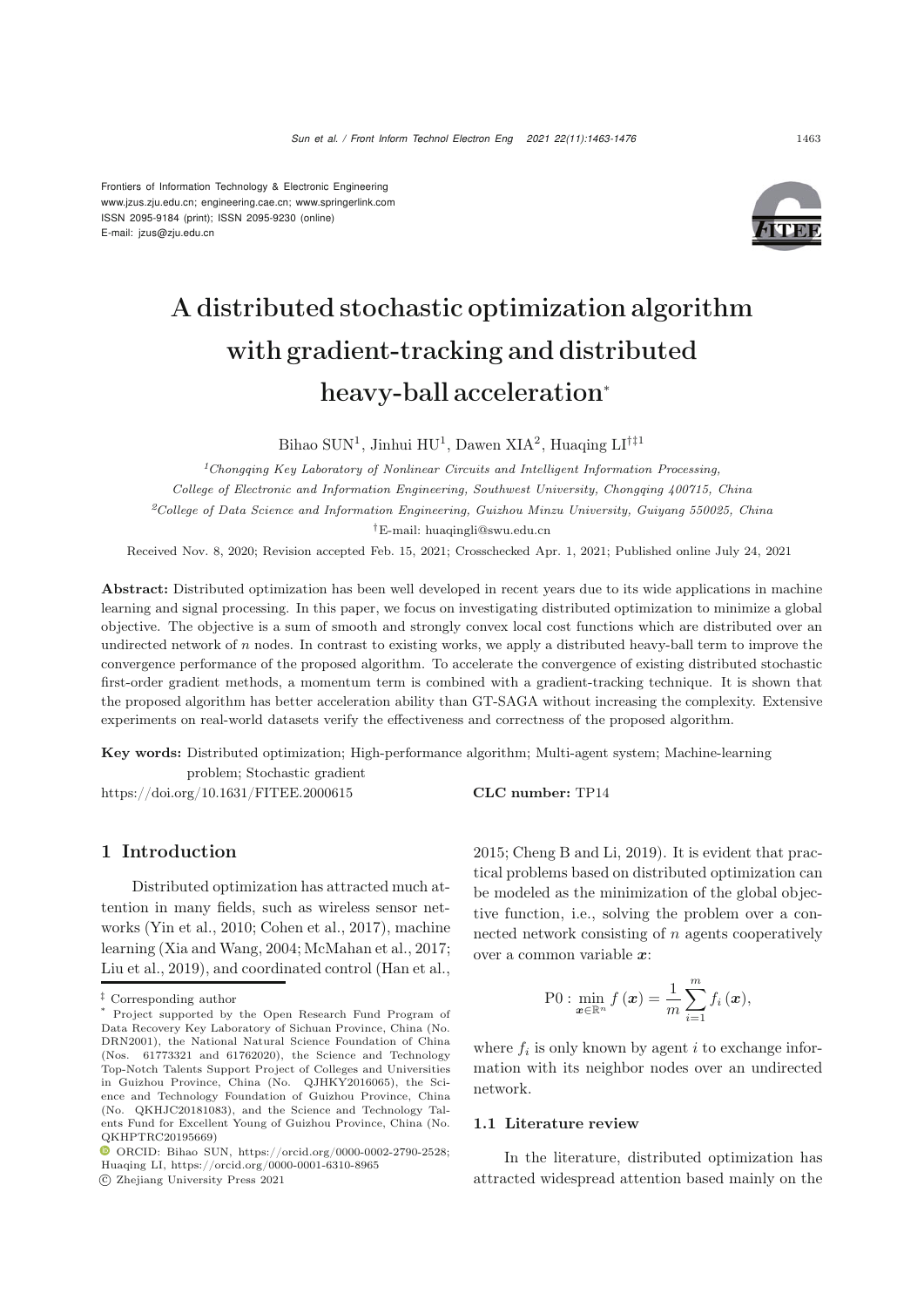Frontiers of Information Technology & Electronic Engineering
www.jzus.zju.edu.cn; engineering.cae.cn; www.springerlink.com
ISSN 2095-9184 (print); ISSN 2095-9230 (online)
E-mail: jzus@zju.edu.cn

# A distributed stochastic optimization algorithm with gradient-tracking and distributed heavy-ball acceleration*

Bihao SUN[1], Jinhui HU[1], Dawen XIA[2], Huaqing LI[†‡1]

[1] *Chongqing Key Laboratory of Nonlinear Circuits and Intelligent Information Processing, College of Electronic and Information Engineering, Southwest University, Chongqing 400715, China*

[2] *College of Data Science and Information Engineering, Guizhou Minzu University, Guiyang 550025, China*

[†] E-mail: huaqingli@swu.edu.cn

Received Nov. 8, 2020; Revision accepted Feb. 15, 2021; Crosschecked Apr. 1, 2021; Published online July 24, 2021

**Abstract:** Distributed optimization has been well developed in recent years due to its wide applications in machine learning and signal processing. In this paper, we focus on investigating distributed optimization to minimize a global objective. The objective is a sum of smooth and strongly convex local cost functions which are distributed over an undirected network of $n$ nodes. In contrast to existing works, we apply a distributed heavy-ball term to improve the convergence performance of the proposed algorithm. To accelerate the convergence of existing distributed stochastic first-order gradient methods, a momentum term is combined with a gradient-tracking technique. It is shown that the proposed algorithm has better acceleration ability than GT-SAGA without increasing the complexity. Extensive experiments on real-world datasets verify the effectiveness and correctness of the proposed algorithm.

**Key words:** Distributed optimization; High-performance algorithm; Multi-agent system; Machine-learning problem; Stochastic gradient

https://doi.org/10.1631/FITEE.2000615 **CLC number:** TP14

## 1 Introduction

Distributed optimization has attracted much attention in many fields, such as wireless sensor networks (Yin et al., 2010; Cohen et al., 2017), machine learning (Xia and Wang, 2004; McMahan et al., 2017; Liu et al., 2019), and coordinated control (Han et al., 2015; Cheng B and Li, 2019). It is evident that practical problems based on distributed optimization can be modeled as the minimization of the global objective function, i.e., solving the problem over a connected network consisting of $n$ agents cooperatively over a common variable $\boldsymbol{x}$:

$$\mathrm{P0}: \min_{\boldsymbol{x}\in\mathbb{R}^n} f(\boldsymbol{x}) = \frac{1}{m}\sum_{i=1}^{m} f_i(\boldsymbol{x}),$$

where $f_i$ is only known by agent $i$ to exchange information with its neighbor nodes over an undirected network.

### 1.1 Literature review

In the literature, distributed optimization has attracted widespread attention based mainly on the

---

‡ Corresponding author

\* Project supported by the Open Research Fund Program of Data Recovery Key Laboratory of Sichuan Province, China (No. DRN2001), the National Natural Science Foundation of China (Nos. 61773321 and 61762020), the Science and Technology Top-Notch Talents Support Project of Colleges and Universities in Guizhou Province, China (No. QJHKY2016065), the Science and Technology Foundation of Guizhou Province, China (No. QKHJC20181083), and the Science and Technology Talents Fund for Excellent Young of Guizhou Province, China (No. QKHPTRC20195669)

ORCID: Bihao SUN, https://orcid.org/0000-0002-2790-2528; Huaqing LI, https://orcid.org/0000-0001-6310-8965

© Zhejiang University Press 2021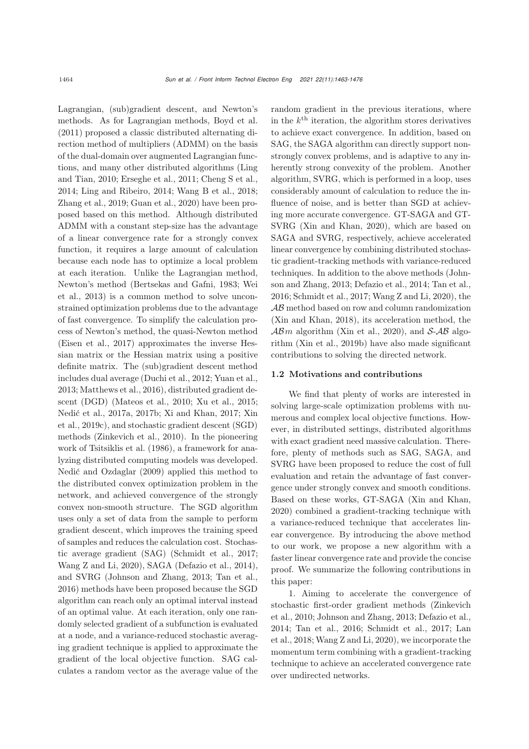Lagrangian, (sub)gradient descent, and Newton's methods. As for Lagrangian methods, Boyd et al. (2011) proposed a classic distributed alternating direction method of multipliers (ADMM) on the basis of the dual-domain over augmented Lagrangian functions, and many other distributed algorithms (Ling and Tian, 2010; Erseghe et al., 2011; Cheng S et al., 2014; Ling and Ribeiro, 2014; Wang B et al., 2018; Zhang et al., 2019; Guan et al., 2020) have been proposed based on this method. Although distributed ADMM with a constant step-size has the advantage of a linear convergence rate for a strongly convex function, it requires a large amount of calculation because each node has to optimize a local problem at each iteration. Unlike the Lagrangian method, Newton's method (Bertsekas and Gafni, 1983; Wei et al., 2013) is a common method to solve unconstrained optimization problems due to the advantage of fast convergence. To simplify the calculation process of Newton's method, the quasi-Newton method (Eisen et al., 2017) approximates the inverse Hessian matrix or the Hessian matrix using a positive definite matrix. The (sub)gradient descent method includes dual average (Duchi et al., 2012; Yuan et al., 2013; Matthews et al., 2016), distributed gradient descent (DGD) (Mateos et al., 2010; Xu et al., 2015; Nedić et al., 2017a, 2017b; Xi and Khan, 2017; Xin et al., 2019c), and stochastic gradient descent (SGD) methods (Zinkevich et al., 2010). In the pioneering work of Tsitsiklis et al. (1986), a framework for analyzing distributed computing models was developed. Nedić and Ozdaglar (2009) applied this method to the distributed convex optimization problem in the network, and achieved convergence of the strongly convex non-smooth structure. The SGD algorithm uses only a set of data from the sample to perform gradient descent, which improves the training speed of samples and reduces the calculation cost. Stochastic average gradient (SAG) (Schmidt et al., 2017; Wang Z and Li, 2020), SAGA (Defazio et al., 2014), and SVRG (Johnson and Zhang, 2013; Tan et al., 2016) methods have been proposed because the SGD algorithm can reach only an optimal interval instead of an optimal value. At each iteration, only one randomly selected gradient of a subfunction is evaluated at a node, and a variance-reduced stochastic averaging gradient technique is applied to approximate the gradient of the local objective function. SAG calculates a random vector as the average value of the random gradient in the previous iterations, where in the $k^{\text{th}}$ iteration, the algorithm stores derivatives to achieve exact convergence. In addition, based on SAG, the SAGA algorithm can directly support non-strongly convex problems, and is adaptive to any inherently strong convexity of the problem. Another algorithm, SVRG, which is performed in a loop, uses considerably amount of calculation to reduce the influence of noise, and is better than SGD at achieving more accurate convergence. GT-SAGA and GT-SVRG (Xin and Khan, 2020), which are based on SAGA and SVRG, respectively, achieve accelerated linear convergence by combining distributed stochastic gradient-tracking methods with variance-reduced techniques. In addition to the above methods (Johnson and Zhang, 2013; Defazio et al., 2014; Tan et al., 2016; Schmidt et al., 2017; Wang Z and Li, 2020), the $\mathcal{AB}$ method based on row and column randomization (Xin and Khan, 2018), its acceleration method, the $\mathcal{AB}m$ algorithm (Xin et al., 2020), and $\mathcal{S}$-$\mathcal{AB}$ algorithm (Xin et al., 2019b) have also made significant contributions to solving the directed network.

### 1.2 Motivations and contributions

We find that plenty of works are interested in solving large-scale optimization problems with numerous and complex local objective functions. However, in distributed settings, distributed algorithms with exact gradient need massive calculation. Therefore, plenty of methods such as SAG, SAGA, and SVRG have been proposed to reduce the cost of full evaluation and retain the advantage of fast convergence under strongly convex and smooth conditions. Based on these works, GT-SAGA (Xin and Khan, 2020) combined a gradient-tracking technique with a variance-reduced technique that accelerates linear convergence. By introducing the above method to our work, we propose a new algorithm with a faster linear convergence rate and provide the concise proof. We summarize the following contributions in this paper:

1. Aiming to accelerate the convergence of stochastic first-order gradient methods (Zinkevich et al., 2010; Johnson and Zhang, 2013; Defazio et al., 2014; Tan et al., 2016; Schmidt et al., 2017; Lan et al., 2018; Wang Z and Li, 2020), we incorporate the momentum term combining with a gradient-tracking technique to achieve an accelerated convergence rate over undirected networks.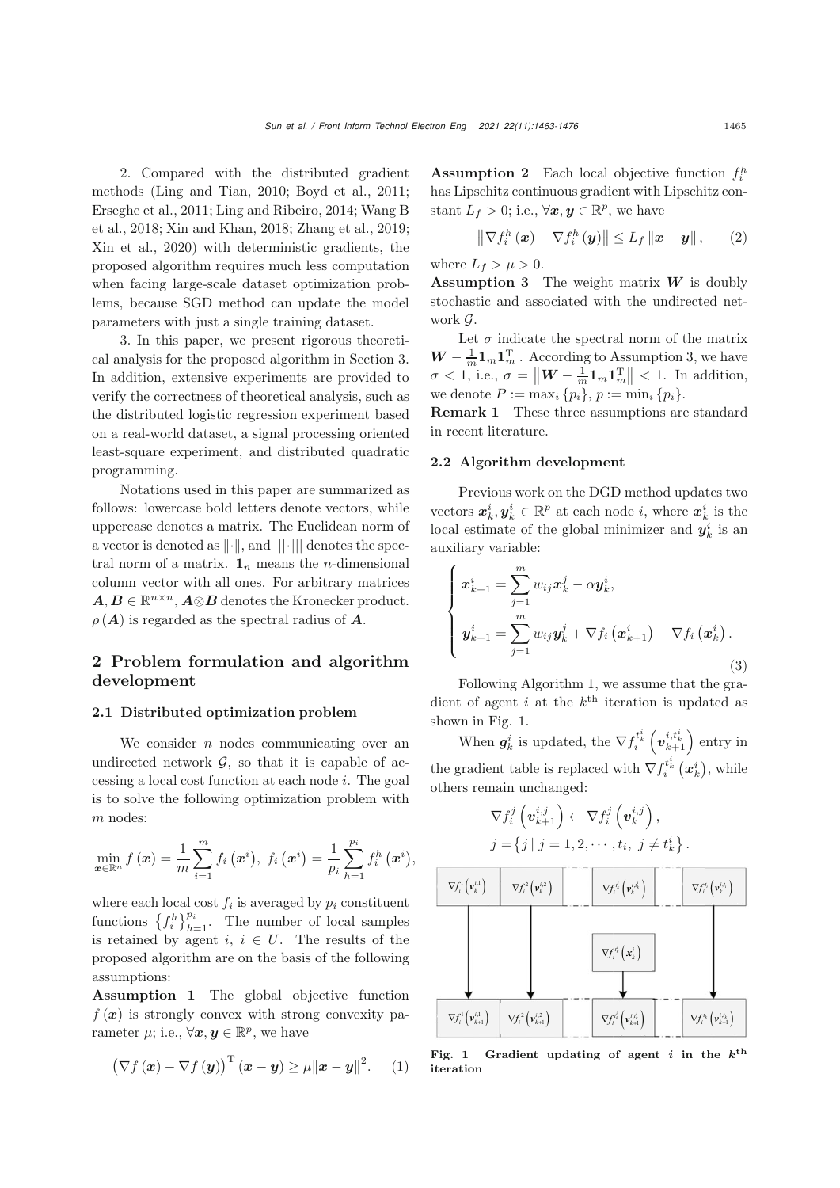2. Compared with the distributed gradient methods (Ling and Tian, 2010; Boyd et al., 2011; Erseghe et al., 2011; Ling and Ribeiro, 2014; Wang B et al., 2018; Xin and Khan, 2018; Zhang et al., 2019; Xin et al., 2020) with deterministic gradients, the proposed algorithm requires much less computation when facing large-scale dataset optimization problems, because SGD method can update the model parameters with just a single training dataset.

3. In this paper, we present rigorous theoretical analysis for the proposed algorithm in Section 3. In addition, extensive experiments are provided to verify the correctness of theoretical analysis, such as the distributed logistic regression experiment based on a real-world dataset, a signal processing oriented least-square experiment, and distributed quadratic programming.

Notations used in this paper are summarized as follows: lowercase bold letters denote vectors, while uppercase denotes a matrix. The Euclidean norm of a vector is denoted as $\|\cdot\|$, and $|||\cdot|||$ denotes the spectral norm of a matrix. $\mathbf{1}_n$ means the $n$-dimensional column vector with all ones. For arbitrary matrices $\boldsymbol{A}, \boldsymbol{B} \in \mathbb{R}^{n\times n}$, $\boldsymbol{A}\otimes\boldsymbol{B}$ denotes the Kronecker product. $\rho(\boldsymbol{A})$ is regarded as the spectral radius of $\boldsymbol{A}$.

## 2 Problem formulation and algorithm development

### 2.1 Distributed optimization problem

We consider $n$ nodes communicating over an undirected network $\mathcal{G}$, so that it is capable of accessing a local cost function at each node $i$. The goal is to solve the following optimization problem with $m$ nodes:

$$\min_{\boldsymbol{x}\in\mathbb{R}^n} f(\boldsymbol{x}) = \frac{1}{m}\sum_{i=1}^{m} f_i(\boldsymbol{x}^i),\ f_i(\boldsymbol{x}^i) = \frac{1}{p_i}\sum_{h=1}^{p_i} f_i^h(\boldsymbol{x}^i),$$

where each local cost $f_i$ is averaged by $p_i$ constituent functions $\{f_i^h\}_{h=1}^{p_i}$. The number of local samples is retained by agent $i$, $i \in U$. The results of the proposed algorithm are on the basis of the following assumptions:

**Assumption 1** The global objective function $f(\boldsymbol{x})$ is strongly convex with strong convexity parameter $\mu$; i.e., $\forall \boldsymbol{x}, \boldsymbol{y} \in \mathbb{R}^p$, we have

$$(\nabla f(\boldsymbol{x}) - \nabla f(\boldsymbol{y}))^{\mathrm{T}}(\boldsymbol{x}-\boldsymbol{y}) \geq \mu\|\boldsymbol{x}-\boldsymbol{y}\|^2. \quad (1)$$

**Assumption 2** Each local objective function $f_i^h$ has Lipschitz continuous gradient with Lipschitz constant $L_f > 0$; i.e., $\forall \boldsymbol{x}, \boldsymbol{y} \in \mathbb{R}^p$, we have

$$\left\|\nabla f_i^h(\boldsymbol{x}) - \nabla f_i^h(\boldsymbol{y})\right\| \leq L_f\|\boldsymbol{x}-\boldsymbol{y}\|, \quad (2)$$

where $L_f > \mu > 0$.

**Assumption 3** The weight matrix $\boldsymbol{W}$ is doubly stochastic and associated with the undirected network $\mathcal{G}$.

Let $\sigma$ indicate the spectral norm of the matrix $\boldsymbol{W} - \frac{1}{m}\mathbf{1}_m\mathbf{1}_m^{\mathrm{T}}$. According to Assumption 3, we have $\sigma < 1$, i.e., $\sigma = \left\|\boldsymbol{W} - \frac{1}{m}\mathbf{1}_m\mathbf{1}_m^{\mathrm{T}}\right\| < 1$. In addition, we denote $P := \max_i\{p_i\}$, $p := \min_i\{p_i\}$.

**Remark 1** These three assumptions are standard in recent literature.

### 2.2 Algorithm development

Previous work on the DGD method updates two vectors $\boldsymbol{x}_k^i, \boldsymbol{y}_k^i \in \mathbb{R}^p$ at each node $i$, where $\boldsymbol{x}_k^i$ is the local estimate of the global minimizer and $\boldsymbol{y}_k^i$ is an auxiliary variable:

$$\begin{cases} \boldsymbol{x}_{k+1}^i = \displaystyle\sum_{j=1}^{m} w_{ij}\boldsymbol{x}_k^j - \alpha\boldsymbol{y}_k^i, \\ \boldsymbol{y}_{k+1}^i = \displaystyle\sum_{j=1}^{m} w_{ij}\boldsymbol{y}_k^j + \nabla f_i(\boldsymbol{x}_{k+1}^i) - \nabla f_i(\boldsymbol{x}_k^i). \end{cases} \quad (3)$$

Following Algorithm 1, we assume that the gradient of agent $i$ at the $k^{\text{th}}$ iteration is updated as shown in Fig. 1.

When $\boldsymbol{g}_k^i$ is updated, the $\nabla f_i^{t_k^i}\left(\boldsymbol{v}_{k+1}^{i,t_k^i}\right)$ entry in the gradient table is replaced with $\nabla f_i^{t_k^i}(\boldsymbol{x}_k^i)$, while others remain unchanged:

$$\nabla f_i^j\left(\boldsymbol{v}_{k+1}^{i,j}\right) \leftarrow \nabla f_i^j\left(\boldsymbol{v}_k^{i,j}\right),$$
$$j = \left\{j \mid j = 1, 2, \cdots, t_i,\ j \neq t_k^i\right\}.$$

Fig. 1 Gradient updating of agent $i$ in the $k^{\text{th}}$ iteration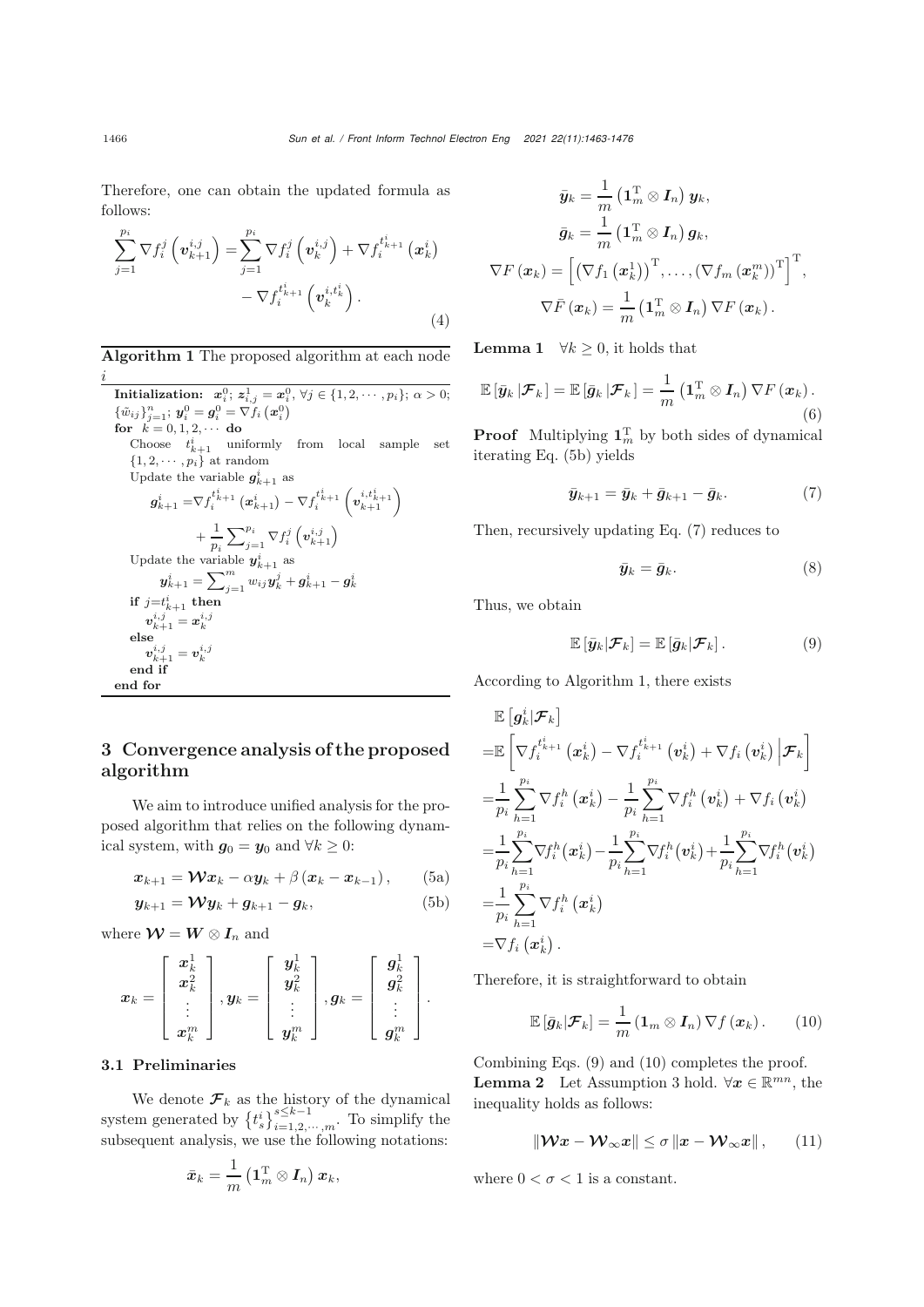Therefore, one can obtain the updated formula as follows:

$$
\sum_{j=1}^{p_i} \nabla f_i^j\left(\boldsymbol{v}_{k+1}^{i,j}\right) = \sum_{j=1}^{p_i} \nabla f_i^j\left(\boldsymbol{v}_k^{i,j}\right) + \nabla f_i^{t_{k+1}^i}\left(\boldsymbol{x}_k^i\right) - \nabla f_i^{t_{k+1}^i}\left(\boldsymbol{v}_k^{i,t_k^i}\right). \tag{4}
$$

**Algorithm 1** The proposed algorithm at each node $i$

**Initialization:** $\boldsymbol{x}_i^0$; $\boldsymbol{z}_{i,j}^1 = \boldsymbol{x}_i^0$, $\forall j \in \{1, 2, \cdots, p_i\}$; $\alpha > 0$; $\{\tilde{w}_{ij}\}_{j=1}^n$; $\boldsymbol{y}_i^0 = \boldsymbol{g}_i^0 = \nabla f_i\left(\boldsymbol{x}_i^0\right)$

**for** $k = 0, 1, 2, \cdots$ **do**

  Choose $t_{k+1}^i$ uniformly from local sample set $\{1, 2, \cdots, p_i\}$ at random

  Update the variable $\boldsymbol{g}_{k+1}^i$ as

$$
\boldsymbol{g}_{k+1}^i = \nabla f_i^{t_{k+1}^i}\left(\boldsymbol{x}_{k+1}^i\right) - \nabla f_i^{t_{k+1}^i}\left(\boldsymbol{v}_{k+1}^{i,t_{k+1}^i}\right) + \frac{1}{p_i}\sum_{j=1}^{p_i} \nabla f_i^j\left(\boldsymbol{v}_{k+1}^{i,j}\right)
$$

  Update the variable $\boldsymbol{y}_{k+1}^i$ as

$$
\boldsymbol{y}_{k+1}^i = \sum_{j=1}^m w_{ij}\boldsymbol{y}_k^j + \boldsymbol{g}_{k+1}^i - \boldsymbol{g}_k^i
$$

  **if** $j = t_{k+1}^i$ **then**

    $\boldsymbol{v}_{k+1}^{i,j} = \boldsymbol{x}_k^{i,j}$

  **else**

    $\boldsymbol{v}_{k+1}^{i,j} = \boldsymbol{v}_k^{i,j}$

  **end if**

**end for**

## 3 Convergence analysis of the proposed algorithm

We aim to introduce unified analysis for the proposed algorithm that relies on the following dynamical system, with $\boldsymbol{g}_0 = \boldsymbol{y}_0$ and $\forall k \geq 0$:

$$
\boldsymbol{x}_{k+1} = \boldsymbol{\mathcal{W}}\boldsymbol{x}_k - \alpha \boldsymbol{y}_k + \beta\left(\boldsymbol{x}_k - \boldsymbol{x}_{k-1}\right), \tag{5a}
$$

$$
\boldsymbol{y}_{k+1} = \boldsymbol{\mathcal{W}}\boldsymbol{y}_k + \boldsymbol{g}_{k+1} - \boldsymbol{g}_k, \tag{5b}
$$

where $\boldsymbol{\mathcal{W}} = \boldsymbol{W} \otimes \boldsymbol{I}_n$ and

$$
\boldsymbol{x}_k = \begin{bmatrix} \boldsymbol{x}_k^1 \\ \boldsymbol{x}_k^2 \\ \vdots \\ \boldsymbol{x}_k^m \end{bmatrix}, \boldsymbol{y}_k = \begin{bmatrix} \boldsymbol{y}_k^1 \\ \boldsymbol{y}_k^2 \\ \vdots \\ \boldsymbol{y}_k^m \end{bmatrix}, \boldsymbol{g}_k = \begin{bmatrix} \boldsymbol{g}_k^1 \\ \boldsymbol{g}_k^2 \\ \vdots \\ \boldsymbol{g}_k^m \end{bmatrix}.
$$

### 3.1 Preliminaries

We denote $\boldsymbol{\mathcal{F}}_k$ as the history of the dynamical system generated by $\left\{t_s^i\right\}_{i=1,2,\cdots,m}^{s \leq k-1}$. To simplify the subsequent analysis, we use the following notations:

$$
\bar{\boldsymbol{x}}_k = \frac{1}{m}\left(\boldsymbol{1}_m^{\mathrm{T}} \otimes \boldsymbol{I}_n\right)\boldsymbol{x}_k,
$$

$$
\bar{\boldsymbol{y}}_k = \frac{1}{m}\left(\boldsymbol{1}_m^{\mathrm{T}} \otimes \boldsymbol{I}_n\right)\boldsymbol{y}_k,
$$

$$
\bar{\boldsymbol{g}}_k = \frac{1}{m}\left(\boldsymbol{1}_m^{\mathrm{T}} \otimes \boldsymbol{I}_n\right)\boldsymbol{g}_k,
$$

$$
\nabla F\left(\boldsymbol{x}_k\right) = \left[\left(\nabla f_1\left(\boldsymbol{x}_k^1\right)\right)^{\mathrm{T}}, \ldots, \left(\nabla f_m\left(\boldsymbol{x}_k^m\right)\right)^{\mathrm{T}}\right]^{\mathrm{T}},
$$

$$
\nabla \bar{F}\left(\boldsymbol{x}_k\right) = \frac{1}{m}\left(\boldsymbol{1}_m^{\mathrm{T}} \otimes \boldsymbol{I}_n\right)\nabla F\left(\boldsymbol{x}_k\right).
$$

**Lemma 1** $\forall k \geq 0$, it holds that

$$
\mathbb{E}\left[\bar{\boldsymbol{y}}_k \,|\boldsymbol{\mathcal{F}}_k\right] = \mathbb{E}\left[\bar{\boldsymbol{g}}_k \,|\boldsymbol{\mathcal{F}}_k\right] = \frac{1}{m}\left(\boldsymbol{1}_m^{\mathrm{T}} \otimes \boldsymbol{I}_n\right)\nabla F\left(\boldsymbol{x}_k\right). \tag{6}
$$

**Proof** Multiplying $\boldsymbol{1}_m^{\mathrm{T}}$ by both sides of dynamical iterating Eq. (5b) yields

$$
\bar{\boldsymbol{y}}_{k+1} = \bar{\boldsymbol{y}}_k + \bar{\boldsymbol{g}}_{k+1} - \bar{\boldsymbol{g}}_k. \tag{7}
$$

Then, recursively updating Eq. (7) reduces to

$$
\bar{\boldsymbol{y}}_k = \bar{\boldsymbol{g}}_k. \tag{8}
$$

Thus, we obtain

$$
\mathbb{E}\left[\bar{\boldsymbol{y}}_k | \boldsymbol{\mathcal{F}}_k\right] = \mathbb{E}\left[\bar{\boldsymbol{g}}_k | \boldsymbol{\mathcal{F}}_k\right]. \tag{9}
$$

According to Algorithm 1, there exists

$$
\begin{aligned}
&\mathbb{E}\left[\boldsymbol{g}_k^i | \boldsymbol{\mathcal{F}}_k\right] \\
=&\mathbb{E}\left[\nabla f_i^{t_{k+1}^i}\left(\boldsymbol{x}_k^i\right) - \nabla f_i^{t_{k+1}^i}\left(\boldsymbol{v}_k^i\right) + \nabla f_i\left(\boldsymbol{v}_k^i\right) \Big| \boldsymbol{\mathcal{F}}_k\right] \\
=&\frac{1}{p_i}\sum_{h=1}^{p_i} \nabla f_i^h\left(\boldsymbol{x}_k^i\right) - \frac{1}{p_i}\sum_{h=1}^{p_i} \nabla f_i^h\left(\boldsymbol{v}_k^i\right) + \nabla f_i\left(\boldsymbol{v}_k^i\right) \\
=&\frac{1}{p_i}\sum_{h=1}^{p_i} \nabla f_i^h\left(\boldsymbol{x}_k^i\right) - \frac{1}{p_i}\sum_{h=1}^{p_i} \nabla f_i^h\left(\boldsymbol{v}_k^i\right) + \frac{1}{p_i}\sum_{h=1}^{p_i} \nabla f_i^h\left(\boldsymbol{v}_k^i\right) \\
=&\frac{1}{p_i}\sum_{h=1}^{p_i} \nabla f_i^h\left(\boldsymbol{x}_k^i\right) \\
=&\nabla f_i\left(\boldsymbol{x}_k^i\right).
\end{aligned}
$$

Therefore, it is straightforward to obtain

$$
\mathbb{E}\left[\bar{\boldsymbol{g}}_k | \boldsymbol{\mathcal{F}}_k\right] = \frac{1}{m}\left(\boldsymbol{1}_m \otimes \boldsymbol{I}_n\right)\nabla f\left(\boldsymbol{x}_k\right). \tag{10}
$$

Combining Eqs. (9) and (10) completes the proof.

**Lemma 2** Let Assumption 3 hold. $\forall \boldsymbol{x} \in \mathbb{R}^{mn}$, the inequality holds as follows:

$$
\left\|\boldsymbol{\mathcal{W}}\boldsymbol{x} - \boldsymbol{\mathcal{W}}_\infty \boldsymbol{x}\right\| \leq \sigma \left\|\boldsymbol{x} - \boldsymbol{\mathcal{W}}_\infty \boldsymbol{x}\right\|, \tag{11}
$$

where $0 < \sigma < 1$ is a constant.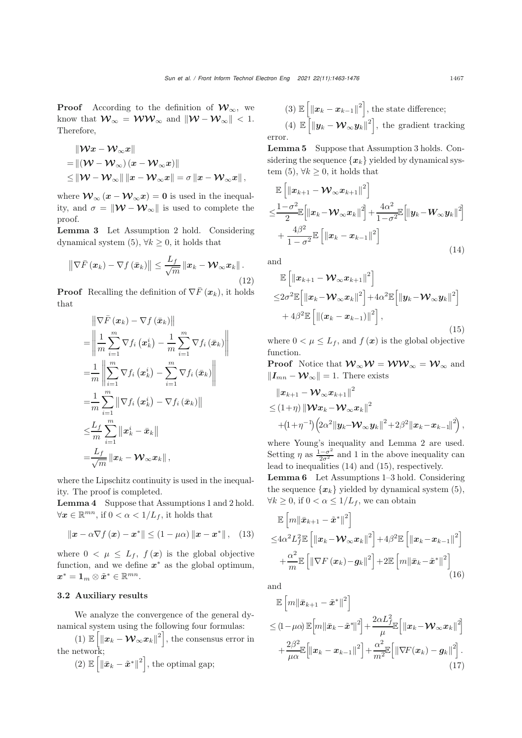**Proof** According to the definition of $\boldsymbol{\mathcal{W}}_\infty$, we know that $\boldsymbol{\mathcal{W}}_\infty = \boldsymbol{\mathcal{W}}\boldsymbol{\mathcal{W}}_\infty$ and $\|\boldsymbol{\mathcal{W}} - \boldsymbol{\mathcal{W}}_\infty\| < 1$. Therefore,

$$
\begin{aligned}
&\|\boldsymbol{\mathcal{W}}\boldsymbol{x} - \boldsymbol{\mathcal{W}}_\infty \boldsymbol{x}\| \\
=&\|(\boldsymbol{\mathcal{W}} - \boldsymbol{\mathcal{W}}_\infty)(\boldsymbol{x} - \boldsymbol{\mathcal{W}}_\infty \boldsymbol{x})\| \\
\leq&\|\boldsymbol{\mathcal{W}} - \boldsymbol{\mathcal{W}}_\infty\| \|\boldsymbol{x} - \boldsymbol{\mathcal{W}}_\infty \boldsymbol{x}\| = \sigma \|\boldsymbol{x} - \boldsymbol{\mathcal{W}}_\infty \boldsymbol{x}\|,
\end{aligned}
$$

where $\boldsymbol{\mathcal{W}}_\infty(\boldsymbol{x} - \boldsymbol{\mathcal{W}}_\infty \boldsymbol{x}) = \mathbf{0}$ is used in the inequality, and $\sigma = \|\boldsymbol{\mathcal{W}} - \boldsymbol{\mathcal{W}}_\infty\|$ is used to complete the proof.

**Lemma 3** Let Assumption 2 hold. Considering dynamical system (5), $\forall k \geq 0$, it holds that

$$
\left\|\nabla \bar{F}(\boldsymbol{x}_k) - \nabla f(\bar{\boldsymbol{x}}_k)\right\| \leq \frac{L_f}{\sqrt{m}} \|\boldsymbol{x}_k - \boldsymbol{\mathcal{W}}_\infty \boldsymbol{x}_k\|. \tag{12}
$$

**Proof** Recalling the definition of $\nabla \bar{F}(\boldsymbol{x}_k)$, it holds that

$$
\begin{aligned}
&\left\|\nabla \bar{F}(\boldsymbol{x}_k) - \nabla f(\bar{\boldsymbol{x}}_k)\right\| \\
=&\left\|\frac{1}{m}\sum_{i=1}^{m} \nabla f_i\left(\boldsymbol{x}_k^i\right) - \frac{1}{m}\sum_{i=1}^{m} \nabla f_i(\bar{\boldsymbol{x}}_k)\right\| \\
=&\frac{1}{m}\left\|\sum_{i=1}^{m} \nabla f_i\left(\boldsymbol{x}_k^i\right) - \sum_{i=1}^{m} \nabla f_i(\bar{\boldsymbol{x}}_k)\right\| \\
=&\frac{1}{m}\sum_{i=1}^{m}\left\|\nabla f_i\left(\boldsymbol{x}_k^i\right) - \nabla f_i(\bar{\boldsymbol{x}}_k)\right\| \\
\leq&\frac{L_f}{m}\sum_{i=1}^{m}\left\|\boldsymbol{x}_k^i - \bar{\boldsymbol{x}}_k\right\| \\
=&\frac{L_f}{\sqrt{m}}\|\boldsymbol{x}_k - \boldsymbol{\mathcal{W}}_\infty \boldsymbol{x}_k\|,
\end{aligned}
$$

where the Lipschitz continuity is used in the inequality. The proof is completed.

**Lemma 4** Suppose that Assumptions 1 and 2 hold. $\forall \boldsymbol{x} \in \mathbb{R}^{mn}$, if $0 < \alpha < 1/L_f$, it holds that

$$
\|\boldsymbol{x} - \alpha \nabla f(\boldsymbol{x}) - \boldsymbol{x}^*\| \leq (1 - \mu\alpha)\|\boldsymbol{x} - \boldsymbol{x}^*\|, \tag{13}
$$

where $0 < \mu \leq L_f$, $f(\boldsymbol{x})$ is the global objective function, and we define $\boldsymbol{x}^*$ as the global optimum, $\boldsymbol{x}^* = \mathbf{1}_m \otimes \tilde{\boldsymbol{x}}^* \in \mathbb{R}^{mn}$.

### 3.2 Auxiliary results

We analyze the convergence of the general dynamical system using the following four formulas:

(1) $\mathbb{E}\left[\|\boldsymbol{x}_k - \boldsymbol{\mathcal{W}}_\infty \boldsymbol{x}_k\|^2\right]$, the consensus error in the network;

(2) $\mathbb{E}\left[\|\bar{\boldsymbol{x}}_k - \tilde{\boldsymbol{x}}^*\|^2\right]$, the optimal gap;

(3) $\mathbb{E}\left[\|\boldsymbol{x}_k - \boldsymbol{x}_{k-1}\|^2\right]$, the state difference;

(4) $\mathbb{E}\left[\|\boldsymbol{y}_k - \boldsymbol{\mathcal{W}}_\infty \boldsymbol{y}_k\|^2\right]$, the gradient tracking error.

**Lemma 5** Suppose that Assumption 3 holds. Considering the sequence $\{\boldsymbol{x}_k\}$ yielded by dynamical system (5), $\forall k \geq 0$, it holds that

$$
\begin{aligned}
&\mathbb{E}\left[\|\boldsymbol{x}_{k+1} - \boldsymbol{\mathcal{W}}_\infty \boldsymbol{x}_{k+1}\|^2\right] \\
\leq&\frac{1-\sigma^2}{2}\mathbb{E}\left[\|\boldsymbol{x}_k - \boldsymbol{\mathcal{W}}_\infty \boldsymbol{x}_k\|^2\right] + \frac{4\alpha^2}{1-\sigma^2}\mathbb{E}\left[\|\boldsymbol{y}_k - \boldsymbol{W}_\infty \boldsymbol{y}_k\|^2\right] \\
&+ \frac{4\beta^2}{1-\sigma^2}\mathbb{E}\left[\|\boldsymbol{x}_k - \boldsymbol{x}_{k-1}\|^2\right]
\end{aligned} \tag{14}
$$

and

$$
\begin{aligned}
&\mathbb{E}\left[\|\boldsymbol{x}_{k+1} - \boldsymbol{\mathcal{W}}_\infty \boldsymbol{x}_{k+1}\|^2\right] \\
\leq&2\sigma^2\mathbb{E}\left[\|\boldsymbol{x}_k - \boldsymbol{\mathcal{W}}_\infty \boldsymbol{x}_k\|^2\right] + 4\alpha^2\mathbb{E}\left[\|\boldsymbol{y}_k - \boldsymbol{\mathcal{W}}_\infty \boldsymbol{y}_k\|^2\right] \\
&+ 4\beta^2\mathbb{E}\left[\|(\boldsymbol{x}_k - \boldsymbol{x}_{k-1})\|^2\right],
\end{aligned} \tag{15}
$$

where $0 < \mu \leq L_f$, and $f(\boldsymbol{x})$ is the global objective function.

**Proof** Notice that $\boldsymbol{\mathcal{W}}_\infty \boldsymbol{\mathcal{W}} = \boldsymbol{\mathcal{W}}\boldsymbol{\mathcal{W}}_\infty = \boldsymbol{\mathcal{W}}_\infty$ and $\|\boldsymbol{I}_{mn} - \boldsymbol{\mathcal{W}}_\infty\| = 1$. There exists

$$
\begin{aligned}
&\|\boldsymbol{x}_{k+1} - \boldsymbol{\mathcal{W}}_\infty \boldsymbol{x}_{k+1}\|^2 \\
\leq&(1+\eta)\|\boldsymbol{\mathcal{W}}\boldsymbol{x}_k - \boldsymbol{\mathcal{W}}_\infty \boldsymbol{x}_k\|^2 \\
&+(1+\eta^{-1})\left(2\alpha^2\|\boldsymbol{y}_k - \boldsymbol{\mathcal{W}}_\infty \boldsymbol{y}_k\|^2 + 2\beta^2\|\boldsymbol{x}_k - \boldsymbol{x}_{k-1}\|^2\right),
\end{aligned}
$$

where Young's inequality and Lemma 2 are used. Setting $\eta$ as $\frac{1-\sigma^2}{2\sigma^2}$ and 1 in the above inequality can lead to inequalities (14) and (15), respectively.

**Lemma 6** Let Assumptions 1–3 hold. Considering the sequence $\{\boldsymbol{x}_k\}$ yielded by dynamical system (5), $\forall k \geq 0$, if $0 < \alpha \leq 1/L_f$, we can obtain

$$
\begin{aligned}
&\mathbb{E}\left[m\|\bar{\boldsymbol{x}}_{k+1} - \tilde{\boldsymbol{x}}^*\|^2\right] \\
\leq&4\alpha^2 L_f^2\mathbb{E}\left[\|\boldsymbol{x}_k - \boldsymbol{\mathcal{W}}_\infty \boldsymbol{x}_k\|^2\right] + 4\beta^2\mathbb{E}\left[\|\boldsymbol{x}_k - \boldsymbol{x}_{k-1}\|^2\right] \\
&+ \frac{\alpha^2}{m}\mathbb{E}\left[\|\nabla F(\boldsymbol{x}_k) - \boldsymbol{g}_k\|^2\right] + 2\mathbb{E}\left[m\|\bar{\boldsymbol{x}}_k - \tilde{\boldsymbol{x}}^*\|^2\right]
\end{aligned} \tag{16}
$$

and

$$
\begin{aligned}
&\mathbb{E}\left[m\|\bar{\boldsymbol{x}}_{k+1} - \tilde{\boldsymbol{x}}^*\|^2\right] \\
\leq&(1-\mu\alpha)\mathbb{E}\left[m\|\bar{\boldsymbol{x}}_k - \tilde{\boldsymbol{x}}^*\|^2\right] + \frac{2\alpha L_f^2}{\mu}\mathbb{E}\left[\|\boldsymbol{x}_k - \boldsymbol{\mathcal{W}}_\infty \boldsymbol{x}_k\|^2\right] \\
&+ \frac{2\beta^2}{\mu\alpha}\mathbb{E}\left[\|\boldsymbol{x}_k - \boldsymbol{x}_{k-1}\|^2\right] + \frac{\alpha^2}{m^2}\mathbb{E}\left[\|\nabla F(\boldsymbol{x}_k) - \boldsymbol{g}_k\|^2\right].
\end{aligned} \tag{17}
$$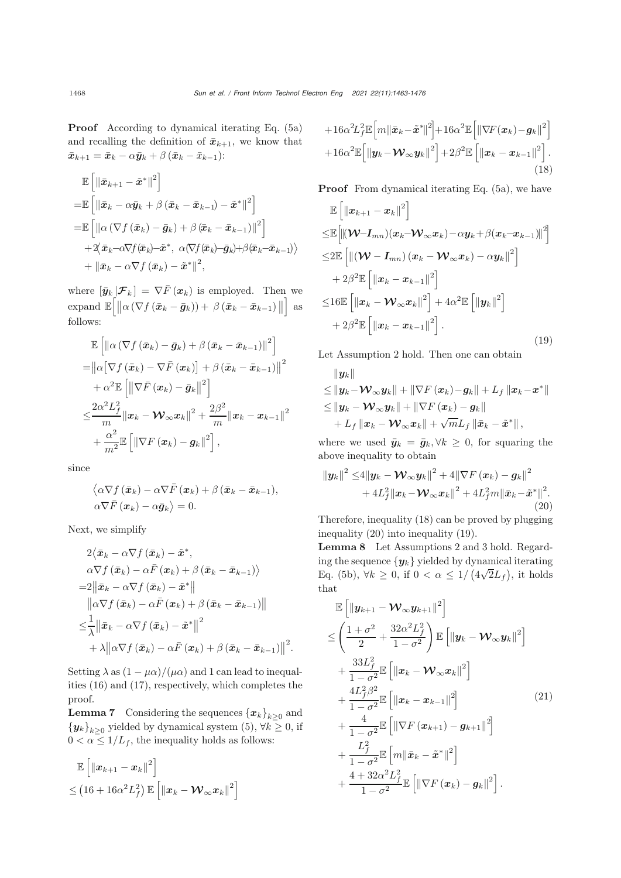**Proof** According to dynamical iterating Eq. (5a) and recalling the definition of $\bar{\boldsymbol{x}}_{k+1}$, we know that $\bar{\boldsymbol{x}}_{k+1} = \bar{\boldsymbol{x}}_k - \alpha\bar{\boldsymbol{y}}_k + \beta\left(\bar{\boldsymbol{x}}_k - \bar{x}_{k-1}\right)$:

$$
\begin{aligned}
&\mathbb{E}\left[\left\|\bar{\boldsymbol{x}}_{k+1} - \tilde{\boldsymbol{x}}^*\right\|^2\right] \\
=&\mathbb{E}\left[\left\|\bar{\boldsymbol{x}}_k - \alpha\bar{\boldsymbol{y}}_k + \beta\left(\bar{\boldsymbol{x}}_k - \bar{\boldsymbol{x}}_{k-1}\right) - \tilde{\boldsymbol{x}}^*\right\|^2\right] \\
=&\mathbb{E}\left[\left\|\alpha\left(\nabla f\left(\bar{\boldsymbol{x}}_k\right) - \bar{\boldsymbol{g}}_k\right) + \beta\left(\bar{\boldsymbol{x}}_k - \bar{\boldsymbol{x}}_{k-1}\right)\right\|^2\right] \\
&+2\left\langle\bar{\boldsymbol{x}}_k - \alpha\nabla f(\bar{\boldsymbol{x}}_k) - \tilde{\boldsymbol{x}}^*,\ \alpha(\nabla f(\bar{\boldsymbol{x}}_k) - \bar{\boldsymbol{g}}_k) + \beta(\bar{\boldsymbol{x}}_k - \bar{\boldsymbol{x}}_{k-1})\right\rangle \\
&+\left\|\bar{\boldsymbol{x}}_k - \alpha\nabla f\left(\bar{\boldsymbol{x}}_k\right) - \tilde{\boldsymbol{x}}^*\right\|^2,
\end{aligned}
$$

where $[\bar{\boldsymbol{y}}_k|\boldsymbol{\mathcal{F}}_k] = \nabla\bar{F}\left(\boldsymbol{x}_k\right)$ is employed. Then we expand $\mathbb{E}\left[\left\|\alpha\left(\nabla f\left(\bar{\boldsymbol{x}}_k - \bar{\boldsymbol{g}}_k\right)\right) + \beta\left(\bar{\boldsymbol{x}}_k - \bar{\boldsymbol{x}}_{k-1}\right)\right\|\right]$ as follows:

$$
\begin{aligned}
&\mathbb{E}\left[\left\|\alpha\left(\nabla f\left(\bar{\boldsymbol{x}}_k\right) - \bar{\boldsymbol{g}}_k\right) + \beta\left(\bar{\boldsymbol{x}}_k - \bar{\boldsymbol{x}}_{k-1}\right)\right\|^2\right] \\
=&\left\|\alpha\left[\nabla f\left(\bar{\boldsymbol{x}}_k\right) - \nabla\bar{F}\left(\boldsymbol{x}_k\right)\right] + \beta\left(\bar{\boldsymbol{x}}_k - \bar{\boldsymbol{x}}_{k-1}\right)\right\|^2 \\
&+\alpha^2\mathbb{E}\left[\left\|\nabla\bar{F}\left(\boldsymbol{x}_k\right) - \bar{\boldsymbol{g}}_k\right\|^2\right] \\
\leq&\frac{2\alpha^2L_f^2}{m}\left\|\boldsymbol{x}_k - \boldsymbol{\mathcal{W}}_\infty\boldsymbol{x}_k\right\|^2 + \frac{2\beta^2}{m}\left\|\boldsymbol{x}_k - \boldsymbol{x}_{k-1}\right\|^2 \\
&+\frac{\alpha^2}{m^2}\mathbb{E}\left[\left\|\nabla F\left(\boldsymbol{x}_k\right) - \boldsymbol{g}_k\right\|^2\right],
\end{aligned}
$$

since

$$
\begin{aligned}
&\left\langle\alpha\nabla f\left(\bar{\boldsymbol{x}}_k\right) - \alpha\nabla\bar{F}\left(\boldsymbol{x}_k\right) + \beta\left(\bar{\boldsymbol{x}}_k - \bar{\boldsymbol{x}}_{k-1}\right),\right. \\
&\left.\alpha\nabla\bar{F}\left(\boldsymbol{x}_k\right) - \alpha\bar{\boldsymbol{g}}_k\right\rangle = 0.
\end{aligned}
$$

Next, we simplify

$$
\begin{aligned}
&2\left\langle\bar{\boldsymbol{x}}_k - \alpha\nabla f\left(\bar{\boldsymbol{x}}_k\right) - \tilde{\boldsymbol{x}}^*,\right. \\
&\left.\alpha\nabla f\left(\bar{\boldsymbol{x}}_k\right) - \alpha\bar{F}\left(\boldsymbol{x}_k\right) + \beta\left(\bar{\boldsymbol{x}}_k - \bar{\boldsymbol{x}}_{k-1}\right)\right\rangle \\
=&2\left\|\bar{\boldsymbol{x}}_k - \alpha\nabla f\left(\bar{\boldsymbol{x}}_k\right) - \tilde{\boldsymbol{x}}^*\right\| \\
&\left\|\alpha\nabla f\left(\bar{\boldsymbol{x}}_k\right) - \alpha\bar{F}\left(\boldsymbol{x}_k\right) + \beta\left(\bar{\boldsymbol{x}}_k - \bar{\boldsymbol{x}}_{k-1}\right)\right\| \\
\leq&\frac{1}{\lambda}\left\|\bar{\boldsymbol{x}}_k - \alpha\nabla f\left(\bar{\boldsymbol{x}}_k\right) - \tilde{\boldsymbol{x}}^*\right\|^2 \\
&+\lambda\left\|\alpha\nabla f\left(\bar{\boldsymbol{x}}_k\right) - \alpha\bar{F}\left(\boldsymbol{x}_k\right) + \beta\left(\bar{\boldsymbol{x}}_k - \bar{\boldsymbol{x}}_{k-1}\right)\right\|^2.
\end{aligned}
$$

Setting $\lambda$ as $(1-\mu\alpha)/(\mu\alpha)$ and 1 can lead to inequalities (16) and (17), respectively, which completes the proof.

**Lemma 7** Considering the sequences $\{\boldsymbol{x}_k\}_{k\geq 0}$ and $\{\boldsymbol{y}_k\}_{k\geq 0}$ yielded by dynamical system (5), $\forall k \geq 0$, if $0 < \alpha \leq 1/L_f$, the inequality holds as follows:

$$
\begin{aligned}
&\mathbb{E}\left[\left\|\boldsymbol{x}_{k+1} - \boldsymbol{x}_k\right\|^2\right] \\
\leq&\left(16 + 16\alpha^2L_f^2\right)\mathbb{E}\left[\left\|\boldsymbol{x}_k - \boldsymbol{\mathcal{W}}_\infty\boldsymbol{x}_k\right\|^2\right] \\
&+16\alpha^2L_f^2\mathbb{E}\left[m\left\|\bar{\boldsymbol{x}}_k - \tilde{\boldsymbol{x}}^*\right\|^2\right] + 16\alpha^2\mathbb{E}\left[\left\|\nabla F\left(\boldsymbol{x}_k\right) - \boldsymbol{g}_k\right\|^2\right] \\
&+16\alpha^2\mathbb{E}\left[\left\|\boldsymbol{y}_k - \boldsymbol{\mathcal{W}}_\infty\boldsymbol{y}_k\right\|^2\right] + 2\beta^2\mathbb{E}\left[\left\|\boldsymbol{x}_k - \boldsymbol{x}_{k-1}\right\|^2\right].
\end{aligned}
\tag{18}
$$

**Proof** From dynamical iterating Eq. (5a), we have

$$
\begin{aligned}
&\mathbb{E}\left[\left\|\boldsymbol{x}_{k+1} - \boldsymbol{x}_k\right\|^2\right] \\
\leq&\mathbb{E}\left[\left\|(\boldsymbol{\mathcal{W}} - \boldsymbol{I}_{mn})(\boldsymbol{x}_k - \boldsymbol{\mathcal{W}}_\infty\boldsymbol{x}_k) - \alpha\boldsymbol{y}_k + \beta(\boldsymbol{x}_k - \boldsymbol{x}_{k-1})\right\|^2\right] \\
\leq&2\mathbb{E}\left[\left\|\left(\boldsymbol{\mathcal{W}} - \boldsymbol{I}_{mn}\right)\left(\boldsymbol{x}_k - \boldsymbol{\mathcal{W}}_\infty\boldsymbol{x}_k\right) - \alpha\boldsymbol{y}_k\right\|^2\right] \\
&+2\beta^2\mathbb{E}\left[\left\|\boldsymbol{x}_k - \boldsymbol{x}_{k-1}\right\|^2\right] \\
\leq&16\mathbb{E}\left[\left\|\boldsymbol{x}_k - \boldsymbol{\mathcal{W}}_\infty\boldsymbol{x}_k\right\|^2\right] + 4\alpha^2\mathbb{E}\left[\left\|\boldsymbol{y}_k\right\|^2\right] \\
&+2\beta^2\mathbb{E}\left[\left\|\boldsymbol{x}_k - \boldsymbol{x}_{k-1}\right\|^2\right].
\end{aligned}
\tag{19}
$$

Let Assumption 2 hold. Then one can obtain

$$
\begin{aligned}
&\left\|\boldsymbol{y}_k\right\| \\
\leq&\left\|\boldsymbol{y}_k - \boldsymbol{\mathcal{W}}_\infty\boldsymbol{y}_k\right\| + \left\|\nabla F\left(\boldsymbol{x}_k\right) - \boldsymbol{g}_k\right\| + L_f\left\|\boldsymbol{x}_k - \boldsymbol{x}^*\right\| \\
\leq&\left\|\boldsymbol{y}_k - \boldsymbol{\mathcal{W}}_\infty\boldsymbol{y}_k\right\| + \left\|\nabla F\left(\boldsymbol{x}_k\right) - \boldsymbol{g}_k\right\| \\
&+L_f\left\|\boldsymbol{x}_k - \boldsymbol{\mathcal{W}}_\infty\boldsymbol{x}_k\right\| + \sqrt{m}L_f\left\|\bar{\boldsymbol{x}}_k - \tilde{\boldsymbol{x}}^*\right\|,
\end{aligned}
$$

where we used $\bar{\boldsymbol{y}}_k = \bar{\boldsymbol{g}}_k, \forall k \geq 0$, for squaring the above inequality to obtain

$$
\begin{aligned}
\left\|\boldsymbol{y}_k\right\|^2 \leq&4\left\|\boldsymbol{y}_k - \boldsymbol{\mathcal{W}}_\infty\boldsymbol{y}_k\right\|^2 + 4\left\|\nabla F\left(\boldsymbol{x}_k\right) - \boldsymbol{g}_k\right\|^2 \\
&+4L_f^2\left\|\boldsymbol{x}_k - \boldsymbol{\mathcal{W}}_\infty\boldsymbol{x}_k\right\|^2 + 4L_f^2m\left\|\bar{\boldsymbol{x}}_k - \tilde{\boldsymbol{x}}^*\right\|^2.
\end{aligned}
\tag{20}
$$

Therefore, inequality (18) can be proved by plugging inequality (20) into inequality (19).

**Lemma 8** Let Assumptions 2 and 3 hold. Regarding the sequence $\{\boldsymbol{y}_k\}$ yielded by dynamical iterating Eq. (5b), $\forall k \geq 0$, if $0 < \alpha \leq 1/\left(4\sqrt{2}L_f\right)$, it holds that

$$
\begin{aligned}
&\mathbb{E}\left[\left\|\boldsymbol{y}_{k+1} - \boldsymbol{\mathcal{W}}_\infty\boldsymbol{y}_{k+1}\right\|^2\right] \\
\leq&\left(\frac{1+\sigma^2}{2} + \frac{32\alpha^2L_f^2}{1-\sigma^2}\right)\mathbb{E}\left[\left\|\boldsymbol{y}_k - \boldsymbol{\mathcal{W}}_\infty\boldsymbol{y}_k\right\|^2\right] \\
&+\frac{33L_f^2}{1-\sigma^2}\mathbb{E}\left[\left\|\boldsymbol{x}_k - \boldsymbol{\mathcal{W}}_\infty\boldsymbol{x}_k\right\|^2\right] \\
&+\frac{4L_f^2\beta^2}{1-\sigma^2}\mathbb{E}\left[\left\|\boldsymbol{x}_k - \boldsymbol{x}_{k-1}\right\|^2\right] \\
&+\frac{4}{1-\sigma^2}\mathbb{E}\left[\left\|\nabla F\left(\boldsymbol{x}_{k+1}\right) - \boldsymbol{g}_{k+1}\right\|^2\right] \\
&+\frac{L_f^2}{1-\sigma^2}\mathbb{E}\left[m\left\|\bar{\boldsymbol{x}}_k - \tilde{\boldsymbol{x}}^*\right\|^2\right] \\
&+\frac{4+32\alpha^2L_f^2}{1-\sigma^2}\mathbb{E}\left[\left\|\nabla F\left(\boldsymbol{x}_k\right) - \boldsymbol{g}_k\right\|^2\right].
\end{aligned}
\tag{21}
$$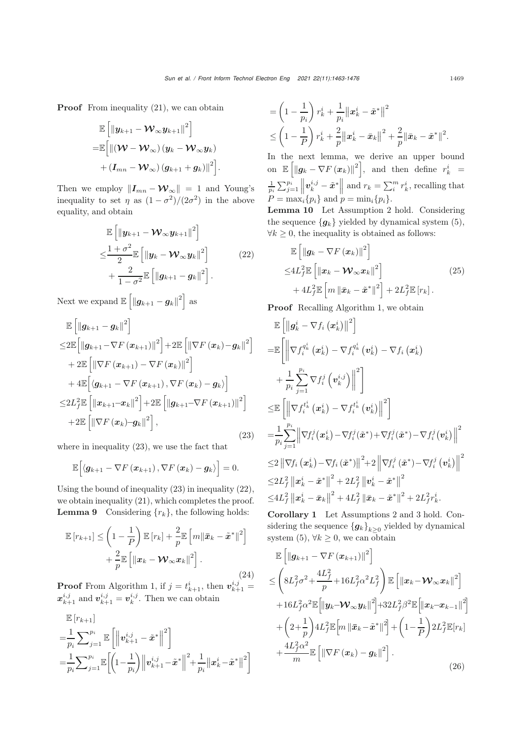**Proof** From inequality (21), we can obtain

$$
\begin{aligned}
&\mathbb{E}\left[\left\|\boldsymbol{y}_{k+1}-\boldsymbol{\mathcal{W}}_{\infty}\boldsymbol{y}_{k+1}\right\|^2\right]\\
=&\mathbb{E}\Big[\left\|\left(\boldsymbol{\mathcal{W}}-\boldsymbol{\mathcal{W}}_{\infty}\right)\left(\boldsymbol{y}_k-\boldsymbol{\mathcal{W}}_{\infty}\boldsymbol{y}_k\right)\right.\\
&+\left.\left(\boldsymbol{I}_{mn}-\boldsymbol{\mathcal{W}}_{\infty}\right)\left(\boldsymbol{g}_{k+1}+\boldsymbol{g}_k\right)\right\|^2\Big].
\end{aligned}
$$

Then we employ $\|\boldsymbol{I}_{mn}-\boldsymbol{\mathcal{W}}_{\infty}\|=1$ and Young's inequality to set $\eta$ as $(1-\sigma^2)/(2\sigma^2)$ in the above equality, and obtain

$$
\begin{aligned}
&\mathbb{E}\left[\left\|\boldsymbol{y}_{k+1}-\boldsymbol{\mathcal{W}}_{\infty}\boldsymbol{y}_{k+1}\right\|^2\right]\\
\leq&\frac{1+\sigma^2}{2}\mathbb{E}\left[\left\|\boldsymbol{y}_k-\boldsymbol{\mathcal{W}}_{\infty}\boldsymbol{y}_k\right\|^2\right]\\
&+\frac{2}{1-\sigma^2}\mathbb{E}\left[\left\|\boldsymbol{g}_{k+1}-\boldsymbol{g}_k\right\|^2\right].
\end{aligned}
\tag{22}
$$

Next we expand $\mathbb{E}\left[\left\|\boldsymbol{g}_{k+1}-\boldsymbol{g}_k\right\|^2\right]$ as

$$
\begin{aligned}
&\mathbb{E}\left[\left\|\boldsymbol{g}_{k+1}-\boldsymbol{g}_k\right\|^2\right]\\
\leq&2\mathbb{E}\Big[\left\|\boldsymbol{g}_{k+1}-\nabla F\left(\boldsymbol{x}_{k+1}\right)\right\|^2\Big]+2\mathbb{E}\left[\left\|\nabla F\left(\boldsymbol{x}_k\right)-\boldsymbol{g}_k\right\|^2\right]\\
&+2\mathbb{E}\left[\left\|\nabla F\left(\boldsymbol{x}_{k+1}\right)-\nabla F\left(\boldsymbol{x}_k\right)\right\|^2\right]\\
&+4\mathbb{E}\Big[\left\langle\boldsymbol{g}_{k+1}-\nabla F\left(\boldsymbol{x}_{k+1}\right),\nabla F\left(\boldsymbol{x}_k\right)-\boldsymbol{g}_k\right\rangle\Big]\\
\leq&2L_f^2\mathbb{E}\left[\left\|\boldsymbol{x}_{k+1}-\boldsymbol{x}_k\right\|^2\right]+2\mathbb{E}\left[\left\|\boldsymbol{g}_{k+1}-\nabla F\left(\boldsymbol{x}_{k+1}\right)\right\|^2\right]\\
&+2\mathbb{E}\left[\left\|\nabla F\left(\boldsymbol{x}_k\right)-\boldsymbol{g}_k\right\|^2\right],
\end{aligned}
\tag{23}
$$

where in inequality (23), we use the fact that

$$
\mathbb{E}\Big[\left\langle\boldsymbol{g}_{k+1}-\nabla F\left(\boldsymbol{x}_{k+1}\right),\nabla F\left(\boldsymbol{x}_k\right)-\boldsymbol{g}_k\right\rangle\Big]=0.
$$

Using the bound of inequality (23) in inequality (22), we obtain inequality (21), which completes the proof.

**Lemma 9** Considering $\{r_k\}$, the following holds:

$$
\begin{aligned}
\mathbb{E}\left[r_{k+1}\right]\leq&\left(1-\frac{1}{P}\right)\mathbb{E}\left[r_k\right]+\frac{2}{p}\mathbb{E}\left[m\|\bar{\boldsymbol{x}}_k-\tilde{\boldsymbol{x}}^*\|^2\right]\\
&+\frac{2}{p}\mathbb{E}\left[\left\|\boldsymbol{x}_k-\boldsymbol{\mathcal{W}}_{\infty}\boldsymbol{x}_k\right\|^2\right].
\end{aligned}
\tag{24}
$$

**Proof** From Algorithm 1, if $j=t_{k+1}^i$, then $\boldsymbol{v}_{k+1}^{i,j}=\boldsymbol{x}_{k+1}^{i}$ and $\boldsymbol{v}_{k+1}^{i,j}=\boldsymbol{v}_k^{i,j}$. Then we can obtain

$$
\begin{aligned}
&\mathbb{E}\left[r_{k+1}\right]\\
=&\frac{1}{p_i}\sum\nolimits_{j=1}^{p_i}\mathbb{E}\left[\left\|\boldsymbol{v}_{k+1}^{i,j}-\tilde{\boldsymbol{x}}^*\right\|^2\right]\\
=&\frac{1}{p_i}\sum\nolimits_{j=1}^{p_i}\mathbb{E}\left[\left(1-\frac{1}{p_i}\right)\left\|\boldsymbol{v}_{k+1}^{i,j}-\tilde{\boldsymbol{x}}^*\right\|^2+\frac{1}{p_i}\left\|\boldsymbol{x}_k^i-\tilde{\boldsymbol{x}}^*\right\|^2\right]\\
=&\left(1-\frac{1}{p_i}\right)r_k^i+\frac{1}{p_i}\left\|\boldsymbol{x}_k^i-\tilde{\boldsymbol{x}}^*\right\|^2\\
\leq&\left(1-\frac{1}{P}\right)r_k^i+\frac{2}{p}\left\|\boldsymbol{x}_k^i-\bar{\boldsymbol{x}}_k\right\|^2+\frac{2}{p}\|\bar{\boldsymbol{x}}_k-\tilde{\boldsymbol{x}}^*\|^2.
\end{aligned}
$$

In the next lemma, we derive an upper bound on $\mathbb{E}\left[\left\|\boldsymbol{g}_k-\nabla F\left(\boldsymbol{x}_k\right)\right\|^2\right]$, and then define $r_k^i=\frac{1}{p_i}\sum_{j=1}^{p_i}\left\|\boldsymbol{v}_k^{i,j}-\tilde{\boldsymbol{x}}^*\right\|$ and $r_k=\sum_i^m r_k^i$, recalling that $P=\max_i\{p_i\}$ and $p=\min_i\{p_i\}$.

**Lemma 10** Let Assumption 2 hold. Considering the sequence $\{\boldsymbol{g}_k\}$ yielded by dynamical system (5), $\forall k\geq 0$, the inequality is obtained as follows:

$$
\begin{aligned}
&\mathbb{E}\left[\left\|\boldsymbol{g}_k-\nabla F\left(\boldsymbol{x}_k\right)\right\|^2\right]\\
\leq&4L_f^2\mathbb{E}\left[\left\|\boldsymbol{x}_k-\boldsymbol{\mathcal{W}}_{\infty}\boldsymbol{x}_k\right\|^2\right]\\
&+4L_f^2\mathbb{E}\left[m\left\|\bar{\boldsymbol{x}}_k-\tilde{\boldsymbol{x}}^*\right\|^2\right]+2L_f^2\mathbb{E}\left[r_k\right].
\end{aligned}
\tag{25}
$$

**Proof** Recalling Algorithm 1, we obtain

$$
\begin{aligned}
&\mathbb{E}\left[\left\|\boldsymbol{g}_k^i-\nabla f_i\left(\boldsymbol{x}_k^i\right)\right\|^2\right]\\
=&\mathbb{E}\left[\left\|\nabla f_i^{q_k^i}\left(\boldsymbol{x}_k^i\right)-\nabla f_i^{q_k^i}\left(\boldsymbol{v}_k^i\right)-\nabla f_i\left(\boldsymbol{x}_k^i\right)\right.\right.\\
&\left.\left.+\frac{1}{p_i}\sum_{j=1}^{p_i}\nabla f_i^j\left(\boldsymbol{v}_k^{i,j}\right)\right\|^2\right]\\
\leq&\mathbb{E}\left[\left\|\nabla f_i^{t_k^i}\left(\boldsymbol{x}_k^i\right)-\nabla f_i^{t_k^i}\left(\boldsymbol{v}_k^i\right)\right\|^2\right]\\
=&\frac{1}{p_i}\sum_{j=1}^{p_i}\left\|\nabla f_i^j\left(\boldsymbol{x}_k^i\right)-\nabla f_i^j(\tilde{\boldsymbol{x}}^*)+\nabla f_i^j(\tilde{\boldsymbol{x}}^*)-\nabla f_i^j\left(\boldsymbol{v}_k^i\right)\right\|^2\\
\leq&2\left\|\nabla f_i\left(\boldsymbol{x}_k^i\right)-\nabla f_i\left(\tilde{\boldsymbol{x}}^*\right)\right\|^2+2\left\|\nabla f_i^j\left(\tilde{\boldsymbol{x}}^*\right)-\nabla f_i^j\left(\boldsymbol{v}_k^i\right)\right\|^2\\
\leq&2L_f^2\left\|\boldsymbol{x}_k^i-\tilde{\boldsymbol{x}}^*\right\|^2+2L_f^2\left\|\boldsymbol{v}_k^i-\tilde{\boldsymbol{x}}^*\right\|^2\\
\leq&4L_f^2\left\|\boldsymbol{x}_k^i-\bar{\boldsymbol{x}}_k\right\|^2+4L_f^2\left\|\bar{\boldsymbol{x}}_k-\tilde{\boldsymbol{x}}^*\right\|^2+2L_f^2r_k^i.
\end{aligned}
$$

**Corollary 1** Let Assumptions 2 and 3 hold. Considering the sequence $\{\boldsymbol{g}_k\}_{k\geq 0}$ yielded by dynamical system (5), $\forall k\geq 0$, we can obtain

$$
\begin{aligned}
&\mathbb{E}\left[\left\|\boldsymbol{g}_{k+1}-\nabla F\left(\boldsymbol{x}_{k+1}\right)\right\|^2\right]\\
\leq&\left(8L_f^2\sigma^2+\frac{4L_f^2}{p}+16L_f^2\alpha^2L_f^2\right)\mathbb{E}\left[\left\|\boldsymbol{x}_k-\boldsymbol{\mathcal{W}}_{\infty}\boldsymbol{x}_k\right\|^2\right]\\
&+16L_f^2\alpha^2\mathbb{E}\left[\left\|\boldsymbol{y}_k-\boldsymbol{\mathcal{W}}_{\infty}\boldsymbol{y}_k\right\|^2\right]+32L_f^2\beta^2\mathbb{E}\left[\left\|\boldsymbol{x}_k-\boldsymbol{x}_{k-1}\right\|^2\right]\\
&+\left(2+\frac{1}{p}\right)4L_f^2\mathbb{E}\left[m\left\|\bar{\boldsymbol{x}}_k-\tilde{\boldsymbol{x}}^*\right\|^2\right]+\left(1-\frac{1}{P}\right)2L_f^2\mathbb{E}[r_k]\\
&+\frac{4L_f^2\alpha^2}{m}\mathbb{E}\left[\left\|\nabla F\left(\boldsymbol{x}_k\right)-\boldsymbol{g}_k\right\|^2\right].
\end{aligned}
\tag{26}
$$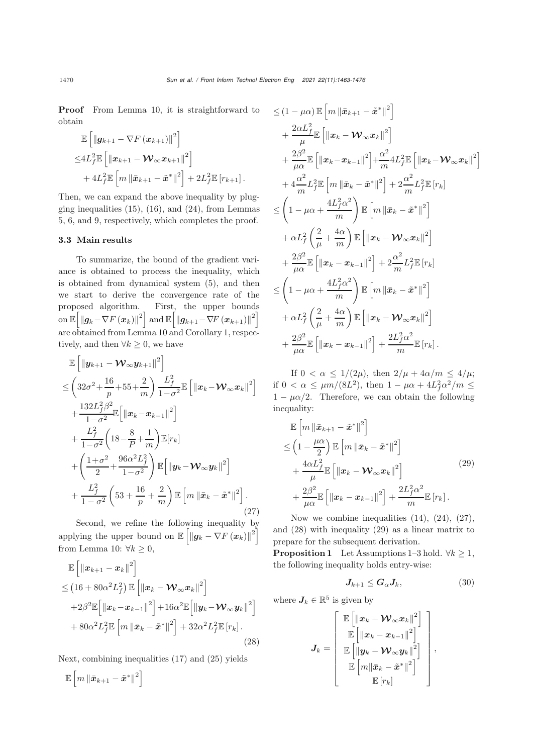**Proof** From Lemma 10, it is straightforward to obtain

$$
\begin{aligned}
&\mathbb{E}\left[\left\|\boldsymbol{g}_{k+1}-\nabla F\left(\boldsymbol{x}_{k+1}\right)\right\|^{2}\right] \\
\leq& 4L_f^2\mathbb{E}\left[\left\|\boldsymbol{x}_{k+1}-\boldsymbol{\mathcal{W}}_{\infty}\boldsymbol{x}_{k+1}\right\|^{2}\right] \\
&+4L_f^2\mathbb{E}\left[m\left\|\bar{\boldsymbol{x}}_{k+1}-\tilde{\boldsymbol{x}}^{*}\right\|^{2}\right]+2L_f^2\mathbb{E}\left[r_{k+1}\right].
\end{aligned}
$$

Then, we can expand the above inequality by plugging inequalities (15), (16), and (24), from Lemmas 5, 6, and 9, respectively, which completes the proof.

### 3.3 Main results

To summarize, the bound of the gradient variance is obtained to process the inequality, which is obtained from dynamical system (5), and then we start to derive the convergence rate of the proposed algorithm. First, the upper bounds on $\mathbb{E}\left[\left\|\boldsymbol{g}_{k}-\nabla F\left(\boldsymbol{x}_{k}\right)\right\|^{2}\right]$ and $\mathbb{E}\left[\left\|\boldsymbol{g}_{k+1}-\nabla F\left(\boldsymbol{x}_{k+1}\right)\right\|^{2}\right]$ are obtained from Lemma 10 and Corollary 1, respectively, and then $\forall k\geq 0$, we have

$$
\begin{aligned}
&\mathbb{E}\left[\left\|\boldsymbol{y}_{k+1}-\boldsymbol{\mathcal{W}}_{\infty}\boldsymbol{y}_{k+1}\right\|^{2}\right] \\
\leq&\left(32\sigma^2+\frac{16}{p}+55+\frac{2}{m}\right)\frac{L_f^2}{1-\sigma^2}\mathbb{E}\left[\left\|\boldsymbol{x}_{k}-\boldsymbol{\mathcal{W}}_{\infty}\boldsymbol{x}_{k}\right\|^{2}\right] \\
&+\frac{132L_f^2\beta^2}{1-\sigma^2}\mathbb{E}\left[\left\|\boldsymbol{x}_{k}-\boldsymbol{x}_{k-1}\right\|^{2}\right] \\
&+\frac{L_f^2}{1-\sigma^2}\left(18-\frac{8}{P}+\frac{1}{m}\right)\mathbb{E}[r_k] \\
&+\left(\frac{1+\sigma^2}{2}+\frac{96\alpha^2L_f^2}{1-\sigma^2}\right)\mathbb{E}\left[\left\|\boldsymbol{y}_{k}-\boldsymbol{\mathcal{W}}_{\infty}\boldsymbol{y}_{k}\right\|^{2}\right] \\
&+\frac{L_f^2}{1-\sigma^2}\left(53+\frac{16}{p}+\frac{2}{m}\right)\mathbb{E}\left[m\left\|\bar{\boldsymbol{x}}_{k}-\tilde{\boldsymbol{x}}^{*}\right\|^{2}\right].
\end{aligned}
\tag{27}
$$

Second, we refine the following inequality by applying the upper bound on $\mathbb{E}\left[\left\|\boldsymbol{g}_{k}-\nabla F\left(\boldsymbol{x}_{k}\right)\right\|^{2}\right]$ from Lemma 10: $\forall k\geq 0$,

$$
\begin{aligned}
&\mathbb{E}\left[\left\|\boldsymbol{x}_{k+1}-\boldsymbol{x}_{k}\right\|^{2}\right] \\
\leq&\left(16+80\alpha^2L_f^2\right)\mathbb{E}\left[\left\|\boldsymbol{x}_{k}-\boldsymbol{\mathcal{W}}_{\infty}\boldsymbol{x}_{k}\right\|^{2}\right] \\
&+2\beta^2\mathbb{E}\left[\left\|\boldsymbol{x}_{k}-\boldsymbol{x}_{k-1}\right\|^{2}\right]+16\alpha^2\mathbb{E}\left[\left\|\boldsymbol{y}_{k}-\boldsymbol{\mathcal{W}}_{\infty}\boldsymbol{y}_{k}\right\|^{2}\right] \\
&+80\alpha^2L_f^2\mathbb{E}\left[m\left\|\bar{\boldsymbol{x}}_{k}-\tilde{\boldsymbol{x}}^{*}\right\|^{2}\right]+32\alpha^2L_f^2\mathbb{E}\left[r_k\right].
\end{aligned}
\tag{28}
$$

Next, combining inequalities (17) and (25) yields

$$
\begin{aligned}
&\mathbb{E}\left[m\left\|\bar{\boldsymbol{x}}_{k+1}-\tilde{\boldsymbol{x}}^{*}\right\|^{2}\right] \\
\leq&(1-\mu\alpha)\mathbb{E}\left[m\left\|\bar{\boldsymbol{x}}_{k+1}-\tilde{\boldsymbol{x}}^{*}\right\|^{2}\right] \\
&+\frac{2\alpha L_f^2}{\mu}\mathbb{E}\left[\left\|\boldsymbol{x}_{k}-\boldsymbol{\mathcal{W}}_{\infty}\boldsymbol{x}_{k}\right\|^{2}\right] \\
&+\frac{2\beta^2}{\mu\alpha}\mathbb{E}\left[\left\|\boldsymbol{x}_{k}-\boldsymbol{x}_{k-1}\right\|^{2}\right]+\frac{\alpha^2}{m}4L_f^2\mathbb{E}\left[\left\|\boldsymbol{x}_{k}-\boldsymbol{\mathcal{W}}_{\infty}\boldsymbol{x}_{k}\right\|^{2}\right] \\
&+4\frac{\alpha^2}{m}L_f^2\mathbb{E}\left[m\left\|\bar{\boldsymbol{x}}_{k}-\tilde{\boldsymbol{x}}^{*}\right\|^{2}\right]+2\frac{\alpha^2}{m}L_f^2\mathbb{E}\left[r_k\right] \\
\leq&\left(1-\mu\alpha+\frac{4L_f^2\alpha^2}{m}\right)\mathbb{E}\left[m\left\|\bar{\boldsymbol{x}}_{k}-\tilde{\boldsymbol{x}}^{*}\right\|^{2}\right] \\
&+\alpha L_f^2\left(\frac{2}{\mu}+\frac{4\alpha}{m}\right)\mathbb{E}\left[\left\|\boldsymbol{x}_{k}-\boldsymbol{\mathcal{W}}_{\infty}\boldsymbol{x}_{k}\right\|^{2}\right] \\
&+\frac{2\beta^2}{\mu\alpha}\mathbb{E}\left[\left\|\boldsymbol{x}_{k}-\boldsymbol{x}_{k-1}\right\|^{2}\right]+2\frac{\alpha^2}{m}L_f^2\mathbb{E}\left[r_k\right] \\
\leq&\left(1-\mu\alpha+\frac{4L_f^2\alpha^2}{m}\right)\mathbb{E}\left[m\left\|\bar{\boldsymbol{x}}_{k}-\tilde{\boldsymbol{x}}^{*}\right\|^{2}\right] \\
&+\alpha L_f^2\left(\frac{2}{\mu}+\frac{4\alpha}{m}\right)\mathbb{E}\left[\left\|\boldsymbol{x}_{k}-\boldsymbol{\mathcal{W}}_{\infty}\boldsymbol{x}_{k}\right\|^{2}\right] \\
&+\frac{2\beta^2}{\mu\alpha}\mathbb{E}\left[\left\|\boldsymbol{x}_{k}-\boldsymbol{x}_{k-1}\right\|^{2}\right]+\frac{2L_f^2\alpha^2}{m}\mathbb{E}\left[r_k\right].
\end{aligned}
$$

If $0<\alpha\leq 1/(2\mu)$, then $2/\mu+4\alpha/m\leq 4/\mu$; if $0<\alpha\leq \mu m/(8L^2)$, then $1-\mu\alpha+4L_f^2\alpha^2/m\leq 1-\mu\alpha/2$. Therefore, we can obtain the following inequality:

$$
\begin{aligned}
&\mathbb{E}\left[m\left\|\bar{\boldsymbol{x}}_{k+1}-\tilde{\boldsymbol{x}}^{*}\right\|^{2}\right] \\
\leq&\left(1-\frac{\mu\alpha}{2}\right)\mathbb{E}\left[m\left\|\bar{\boldsymbol{x}}_{k}-\tilde{\boldsymbol{x}}^{*}\right\|^{2}\right] \\
&+\frac{4\alpha L_f^2}{\mu}\mathbb{E}\left[\left\|\boldsymbol{x}_{k}-\boldsymbol{\mathcal{W}}_{\infty}\boldsymbol{x}_{k}\right\|^{2}\right] \\
&+\frac{2\beta^2}{\mu\alpha}\mathbb{E}\left[\left\|\boldsymbol{x}_{k}-\boldsymbol{x}_{k-1}\right\|^{2}\right]+\frac{2L_f^2\alpha^2}{m}\mathbb{E}\left[r_k\right].
\end{aligned}
\tag{29}
$$

Now we combine inequalities (14), (24), (27), and (28) with inequality (29) as a linear matrix to prepare for the subsequent derivation.

**Proposition 1** Let Assumptions 1–3 hold. $\forall k\geq 1$, the following inequality holds entry-wise:

$$
\boldsymbol{J}_{k+1}\leq\boldsymbol{G}_{\alpha}\boldsymbol{J}_{k},
\tag{30}
$$

where $\boldsymbol{J}_k\in\mathbb{R}^5$ is given by

$$
\boldsymbol{J}_k=\left[\begin{array}{c}
\mathbb{E}\left[\left\|\boldsymbol{x}_{k}-\boldsymbol{\mathcal{W}}_{\infty}\boldsymbol{x}_{k}\right\|^{2}\right] \\
\mathbb{E}\left[\left\|\boldsymbol{x}_{k}-\boldsymbol{x}_{k-1}\right\|^{2}\right] \\
\mathbb{E}\left[\left\|\boldsymbol{y}_{k}-\boldsymbol{\mathcal{W}}_{\infty}\boldsymbol{y}_{k}\right\|^{2}\right] \\
\mathbb{E}\left[m\left\|\bar{\boldsymbol{x}}_{k}-\tilde{\boldsymbol{x}}^{*}\right\|^{2}\right] \\
\mathbb{E}\left[r_k\right]
\end{array}\right],
$$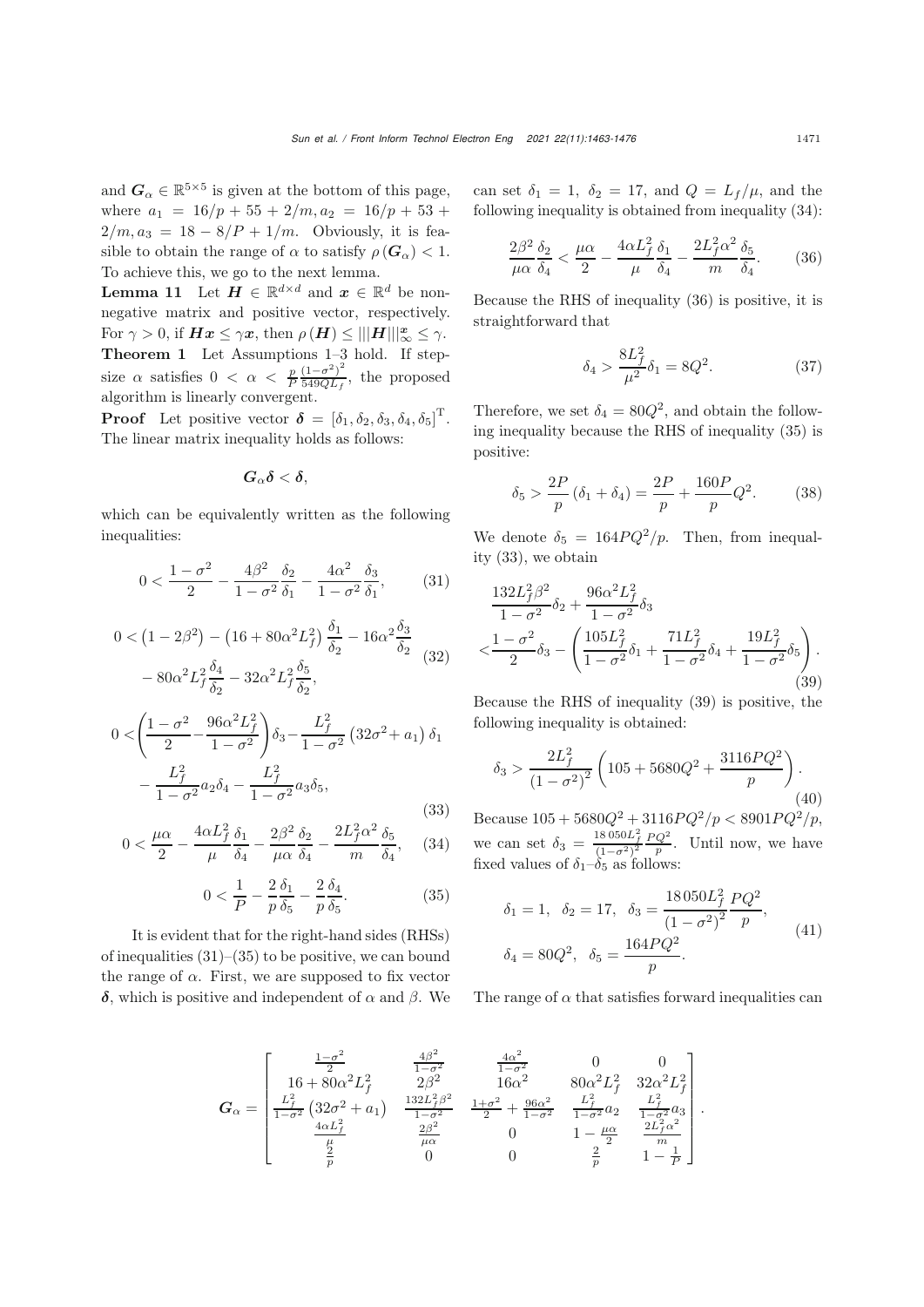and $\boldsymbol{G}_\alpha \in \mathbb{R}^{5\times 5}$ is given at the bottom of this page, where $a_1 = 16/p + 55 + 2/m, a_2 = 16/p + 53 + 2/m, a_3 = 18 - 8/P + 1/m$. Obviously, it is feasible to obtain the range of $\alpha$ to satisfy $\rho(\boldsymbol{G}_\alpha) < 1$. To achieve this, we go to the next lemma.

**Lemma 11** Let $\boldsymbol{H} \in \mathbb{R}^{d\times d}$ and $\boldsymbol{x} \in \mathbb{R}^d$ be nonnegative matrix and positive vector, respectively. For $\gamma > 0$, if $\boldsymbol{H}\boldsymbol{x} \le \gamma \boldsymbol{x}$, then $\rho(\boldsymbol{H}) \le |||\boldsymbol{H}|||_\infty^{\boldsymbol{x}} \le \gamma$.

**Theorem 1** Let Assumptions 1–3 hold. If stepsize $\alpha$ satisfies $0 < \alpha < \frac{p}{P}\frac{(1-\sigma^2)^2}{549QL_f}$, the proposed algorithm is linearly convergent.

**Proof** Let positive vector $\boldsymbol{\delta} = [\delta_1, \delta_2, \delta_3, \delta_4, \delta_5]^{\mathrm{T}}$. The linear matrix inequality holds as follows:

$$\boldsymbol{G}_\alpha \boldsymbol{\delta} < \boldsymbol{\delta},$$

which can be equivalently written as the following inequalities:

$$0 < \frac{1-\sigma^2}{2} - \frac{4\beta^2}{1-\sigma^2}\frac{\delta_2}{\delta_1} - \frac{4\alpha^2}{1-\sigma^2}\frac{\delta_3}{\delta_1}, \tag{31}$$

$$0 < \left(1-2\beta^2\right) - \left(16 + 80\alpha^2 L_f^2\right)\frac{\delta_1}{\delta_2} - 16\alpha^2\frac{\delta_3}{\delta_2} - 80\alpha^2 L_f^2\frac{\delta_4}{\delta_2} - 32\alpha^2 L_f^2\frac{\delta_5}{\delta_2}, \tag{32}$$

$$0 < \left(\frac{1-\sigma^2}{2} - \frac{96\alpha^2 L_f^2}{1-\sigma^2}\right)\delta_3 - \frac{L_f^2}{1-\sigma^2}\left(32\sigma^2 + a_1\right)\delta_1 - \frac{L_f^2}{1-\sigma^2}a_2\delta_4 - \frac{L_f^2}{1-\sigma^2}a_3\delta_5, \tag{33}$$

$$0 < \frac{\mu\alpha}{2} - \frac{4\alpha L_f^2}{\mu}\frac{\delta_1}{\delta_4} - \frac{2\beta^2}{\mu\alpha}\frac{\delta_2}{\delta_4} - \frac{2L_f^2\alpha^2}{m}\frac{\delta_5}{\delta_4}, \tag{34}$$

$$0 < \frac{1}{P} - \frac{2}{p}\frac{\delta_1}{\delta_5} - \frac{2}{p}\frac{\delta_4}{\delta_5}. \tag{35}$$

It is evident that for the right-hand sides (RHSs) of inequalities (31)–(35) to be positive, we can bound the range of $\alpha$. First, we are supposed to fix vector $\boldsymbol{\delta}$, which is positive and independent of $\alpha$ and $\beta$. We can set $\delta_1 = 1$, $\delta_2 = 17$, and $Q = L_f/\mu$, and the following inequality is obtained from inequality (34):

$$\frac{2\beta^2}{\mu\alpha}\frac{\delta_2}{\delta_4} < \frac{\mu\alpha}{2} - \frac{4\alpha L_f^2}{\mu}\frac{\delta_1}{\delta_4} - \frac{2L_f^2\alpha^2}{m}\frac{\delta_5}{\delta_4}. \tag{36}$$

Because the RHS of inequality (36) is positive, it is straightforward that

$$\delta_4 > \frac{8L_f^2}{\mu^2}\delta_1 = 8Q^2. \tag{37}$$

Therefore, we set $\delta_4 = 80Q^2$, and obtain the following inequality because the RHS of inequality (35) is positive:

$$\delta_5 > \frac{2P}{p}\left(\delta_1 + \delta_4\right) = \frac{2P}{p} + \frac{160P}{p}Q^2. \tag{38}$$

We denote $\delta_5 = 164PQ^2/p$. Then, from inequality (33), we obtain

$$\frac{132L_f^2\beta^2}{1-\sigma^2}\delta_2 + \frac{96\alpha^2 L_f^2}{1-\sigma^2}\delta_3 < \frac{1-\sigma^2}{2}\delta_3 - \left(\frac{105L_f^2}{1-\sigma^2}\delta_1 + \frac{71L_f^2}{1-\sigma^2}\delta_4 + \frac{19L_f^2}{1-\sigma^2}\delta_5\right). \tag{39}$$

Because the RHS of inequality (39) is positive, the following inequality is obtained:

$$\delta_3 > \frac{2L_f^2}{\left(1-\sigma^2\right)^2}\left(105 + 5680Q^2 + \frac{3116PQ^2}{p}\right). \tag{40}$$

Because $105 + 5680Q^2 + 3116PQ^2/p < 8901PQ^2/p$, we can set $\delta_3 = \frac{18\,050L_f^2}{(1-\sigma^2)^2}\frac{PQ^2}{p}$. Until now, we have fixed values of $\delta_1$–$\delta_5$ as follows:

$$\delta_1 = 1, \quad \delta_2 = 17, \quad \delta_3 = \frac{18\,050L_f^2}{\left(1-\sigma^2\right)^2}\frac{PQ^2}{p}, \quad \delta_4 = 80Q^2, \quad \delta_5 = \frac{164PQ^2}{p}. \tag{41}$$

The range of $\alpha$ that satisfies forward inequalities can

$$\boldsymbol{G}_\alpha = \begin{bmatrix} \frac{1-\sigma^2}{2} & \frac{4\beta^2}{1-\sigma^2} & \frac{4\alpha^2}{1-\sigma^2} & 0 & 0 \\ 16 + 80\alpha^2 L_f^2 & 2\beta^2 & 16\alpha^2 & 80\alpha^2 L_f^2 & 32\alpha^2 L_f^2 \\ \frac{L_f^2}{1-\sigma^2}\left(32\sigma^2 + a_1\right) & \frac{132L_f^2\beta^2}{1-\sigma^2} & \frac{1+\sigma^2}{2} + \frac{96\alpha^2}{1-\sigma^2} & \frac{L_f^2}{1-\sigma^2}a_2 & \frac{L_f^2}{1-\sigma^2}a_3 \\ \frac{4\alpha L_f^2}{\mu} & \frac{2\beta^2}{\mu\alpha} & 0 & 1 - \frac{\mu\alpha}{2} & \frac{2L_f^2\alpha^2}{m} \\ \frac{2}{p} & 0 & 0 & \frac{2}{p} & 1 - \frac{1}{P} \end{bmatrix}.$$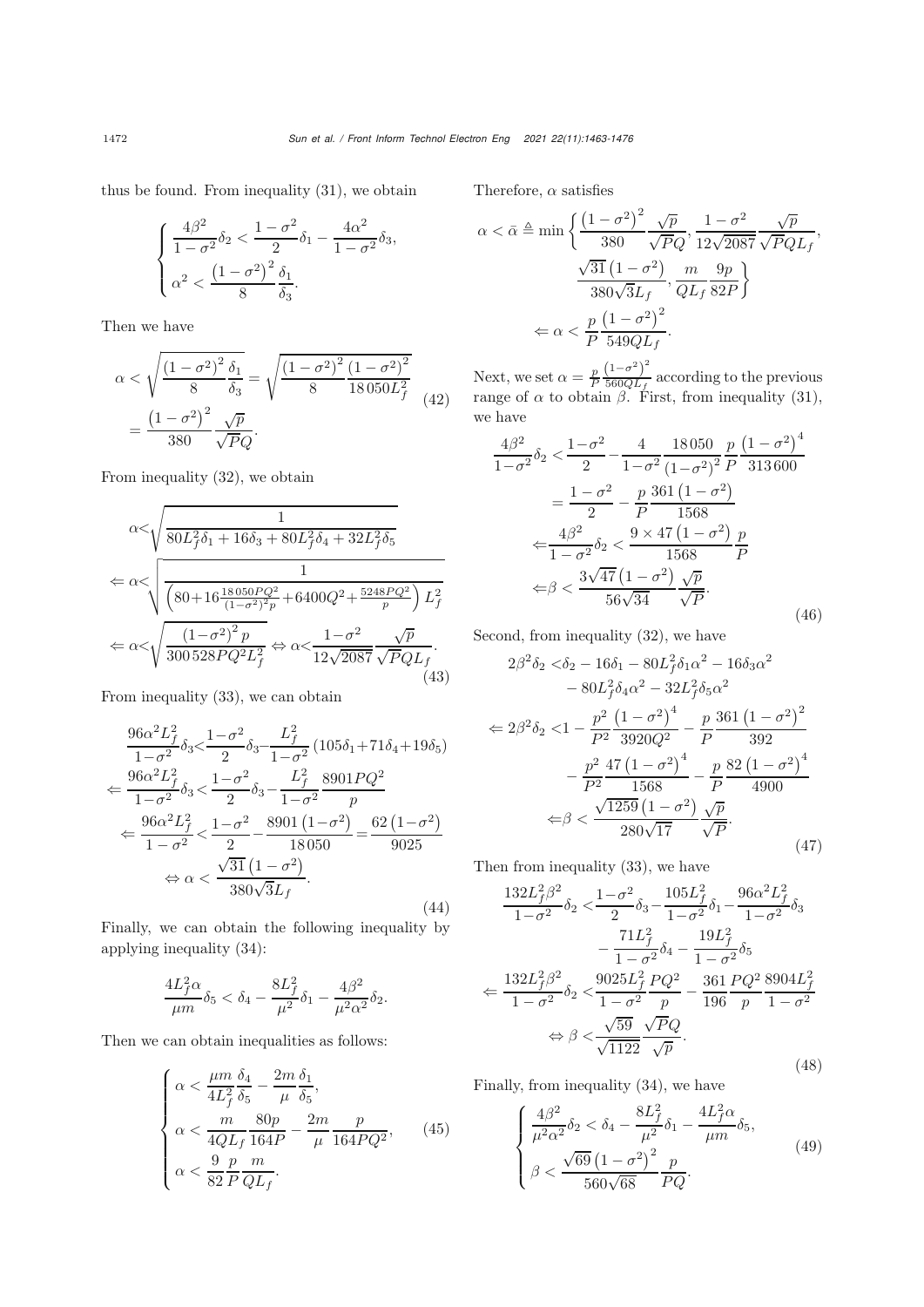thus be found. From inequality (31), we obtain

$$
\begin{cases}
\dfrac{4\beta^2}{1-\sigma^2}\delta_2 < \dfrac{1-\sigma^2}{2}\delta_1 - \dfrac{4\alpha^2}{1-\sigma^2}\delta_3, \\
\alpha^2 < \dfrac{\left(1-\sigma^2\right)^2}{8}\dfrac{\delta_1}{\delta_3}.
\end{cases}
$$

Then we have

$$
\begin{aligned}
\alpha &< \sqrt{\frac{\left(1-\sigma^2\right)^2}{8}\frac{\delta_1}{\delta_3}} = \sqrt{\frac{\left(1-\sigma^2\right)^2}{8}\frac{\left(1-\sigma^2\right)^2}{18\,050 L_f^2}} \\
&= \frac{\left(1-\sigma^2\right)^2}{380}\frac{\sqrt{p}}{\sqrt{P}Q}.
\end{aligned}
\tag{42}
$$

From inequality (32), we obtain

$$
\begin{aligned}
&\alpha < \sqrt{\frac{1}{80L_f^2\delta_1 + 16\delta_3 + 80L_f^2\delta_4 + 32L_f^2\delta_5}} \\
\Leftarrow\; &\alpha < \sqrt{\frac{1}{\left(80 + 16\frac{18\,050PQ^2}{\left(1-\sigma^2\right)^2 p} + 6400Q^2 + \frac{5248PQ^2}{p}\right)L_f^2}} \\
\Leftarrow\; &\alpha < \sqrt{\frac{\left(1-\sigma^2\right)^2 p}{300\,528PQ^2L_f^2}} \Leftrightarrow \alpha < \frac{1-\sigma^2}{12\sqrt{2087}}\frac{\sqrt{p}}{\sqrt{P}QL_f}.
\end{aligned}
\tag{43}
$$

From inequality (33), we can obtain

$$
\begin{aligned}
&\frac{96\alpha^2L_f^2}{1-\sigma^2}\delta_3 < \frac{1-\sigma^2}{2}\delta_3 - \frac{L_f^2}{1-\sigma^2}\left(105\delta_1 + 71\delta_4 + 19\delta_5\right) \\
\Leftarrow\; &\frac{96\alpha^2L_f^2}{1-\sigma^2}\delta_3 < \frac{1-\sigma^2}{2}\delta_3 - \frac{L_f^2}{1-\sigma^2}\frac{8901PQ^2}{p} \\
\Leftarrow\; &\frac{96\alpha^2L_f^2}{1-\sigma^2} < \frac{1-\sigma^2}{2} - \frac{8901\left(1-\sigma^2\right)}{18\,050} = \frac{62\left(1-\sigma^2\right)}{9025} \\
\Leftrightarrow\; &\alpha < \frac{\sqrt{31}\left(1-\sigma^2\right)}{380\sqrt{3}L_f}.
\end{aligned}
\tag{44}
$$

Finally, we can obtain the following inequality by applying inequality (34):

$$
\frac{4L_f^2\alpha}{\mu m}\delta_5 < \delta_4 - \frac{8L_f^2}{\mu^2}\delta_1 - \frac{4\beta^2}{\mu^2\alpha^2}\delta_2.
$$

Then we can obtain inequalities as follows:

$$
\begin{cases}
\alpha < \dfrac{\mu m}{4L_f^2}\dfrac{\delta_4}{\delta_5} - \dfrac{2m}{\mu}\dfrac{\delta_1}{\delta_5}, \\
\alpha < \dfrac{m}{4QL_f}\dfrac{80p}{164P} - \dfrac{2m}{\mu}\dfrac{p}{164PQ^2}, \\
\alpha < \dfrac{9}{82}\dfrac{p}{P}\dfrac{m}{QL_f}.
\end{cases}
\tag{45}
$$

Therefore, $\alpha$ satisfies

$$
\begin{aligned}
\alpha < \bar{\alpha} \triangleq \min\Bigg\{ &\frac{\left(1-\sigma^2\right)^2}{380}\frac{\sqrt{p}}{\sqrt{P}Q}, \frac{1-\sigma^2}{12\sqrt{2087}}\frac{\sqrt{p}}{\sqrt{P}QL_f}, \\
&\frac{\sqrt{31}\left(1-\sigma^2\right)}{380\sqrt{3}L_f}, \frac{m}{QL_f}\frac{9p}{82P}\Bigg\} \\
\Leftarrow\; &\alpha < \frac{p}{P}\frac{\left(1-\sigma^2\right)^2}{549QL_f}.
\end{aligned}
$$

Next, we set $\alpha = \frac{p}{P}\frac{\left(1-\sigma^2\right)^2}{560QL_f}$ according to the previous range of $\alpha$ to obtain $\beta$. First, from inequality (31), we have

$$
\begin{aligned}
&\frac{4\beta^2}{1-\sigma^2}\delta_2 < \frac{1-\sigma^2}{2} - \frac{4}{1-\sigma^2}\frac{18\,050}{\left(1-\sigma^2\right)^2}\frac{p}{P}\frac{\left(1-\sigma^2\right)^4}{313\,600} \\
&\qquad = \frac{1-\sigma^2}{2} - \frac{p}{P}\frac{361\left(1-\sigma^2\right)}{1568} \\
\Leftarrow\; &\frac{4\beta^2}{1-\sigma^2}\delta_2 < \frac{9\times 47\left(1-\sigma^2\right)}{1568}\frac{p}{P} \\
\Leftarrow\; &\beta < \frac{3\sqrt{47}\left(1-\sigma^2\right)}{56\sqrt{34}}\frac{\sqrt{p}}{\sqrt{P}}.
\end{aligned}
\tag{46}
$$

Second, from inequality (32), we have

$$
\begin{aligned}
2\beta^2\delta_2 <\; &\delta_2 - 16\delta_1 - 80L_f^2\delta_1\alpha^2 - 16\delta_3\alpha^2 \\
&- 80L_f^2\delta_4\alpha^2 - 32L_f^2\delta_5\alpha^2 \\
\Leftarrow 2\beta^2\delta_2 <\; &1 - \frac{p^2}{P^2}\frac{\left(1-\sigma^2\right)^4}{3920Q^2} - \frac{p}{P}\frac{361\left(1-\sigma^2\right)^2}{392} \\
&- \frac{p^2}{P^2}\frac{47\left(1-\sigma^2\right)^4}{1568} - \frac{p}{P}\frac{82\left(1-\sigma^2\right)^4}{4900} \\
\Leftarrow\; &\beta < \frac{\sqrt{1259}\left(1-\sigma^2\right)}{280\sqrt{17}}\frac{\sqrt{p}}{\sqrt{P}}.
\end{aligned}
\tag{47}
$$

Then from inequality (33), we have

$$
\begin{aligned}
\frac{132L_f^2\beta^2}{1-\sigma^2}\delta_2 <\; &\frac{1-\sigma^2}{2}\delta_3 - \frac{105L_f^2}{1-\sigma^2}\delta_1 - \frac{96\alpha^2L_f^2}{1-\sigma^2}\delta_3 \\
&- \frac{71L_f^2}{1-\sigma^2}\delta_4 - \frac{19L_f^2}{1-\sigma^2}\delta_5 \\
\Leftarrow \frac{132L_f^2\beta^2}{1-\sigma^2}\delta_2 <\; &\frac{9025L_f^2}{1-\sigma^2}\frac{PQ^2}{p} - \frac{361}{196}\frac{PQ^2}{p}\frac{8904L_f^2}{1-\sigma^2} \\
\Leftrightarrow \beta <\; &\frac{\sqrt{59}}{\sqrt{1122}}\frac{\sqrt{P}Q}{\sqrt{p}}.
\end{aligned}
\tag{48}
$$

Finally, from inequality (34), we have

$$
\begin{cases}
\dfrac{4\beta^2}{\mu^2\alpha^2}\delta_2 < \delta_4 - \dfrac{8L_f^2}{\mu^2}\delta_1 - \dfrac{4L_f^2\alpha}{\mu m}\delta_5, \\
\beta < \dfrac{\sqrt{69}\left(1-\sigma^2\right)^2}{560\sqrt{68}}\dfrac{p}{PQ}.
\end{cases}
\tag{49}
$$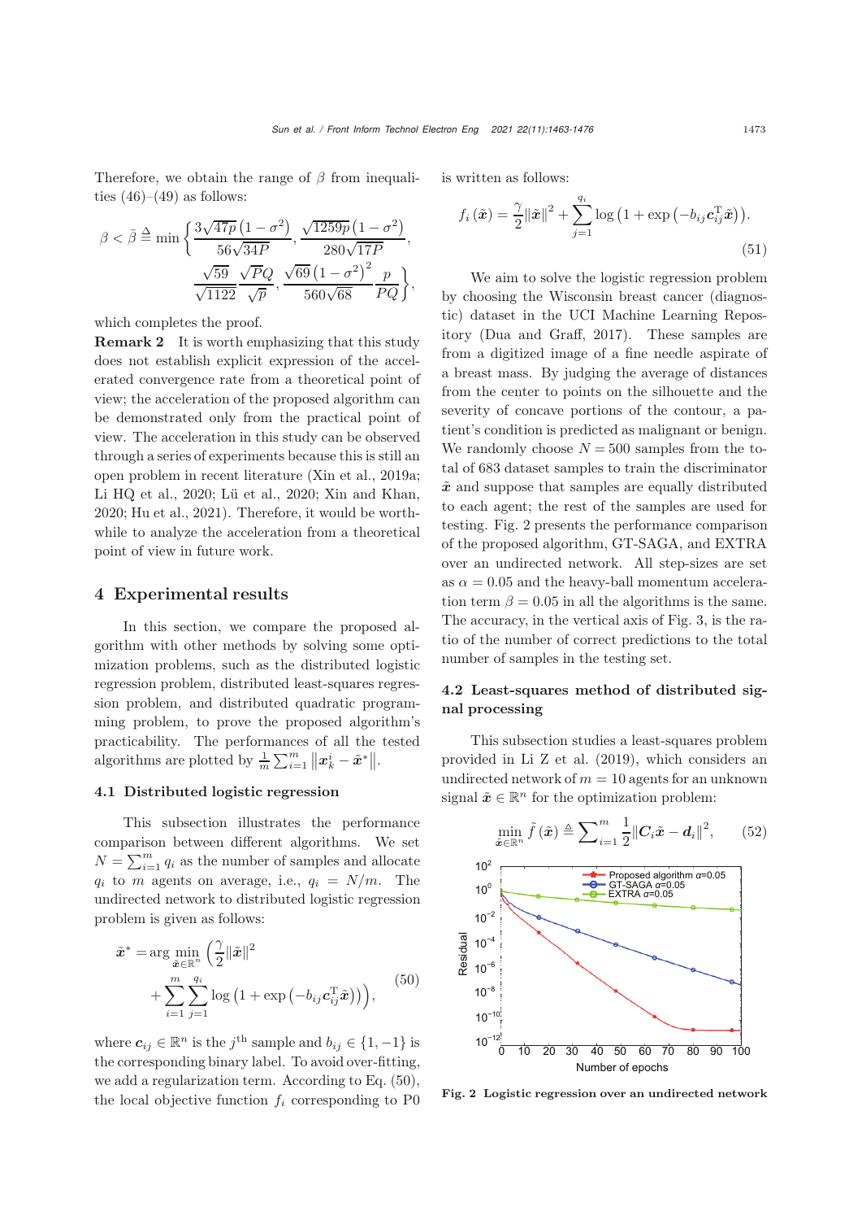Therefore, we obtain the range of $\beta$ from inequalities (46)–(49) as follows:

$$\beta < \bar{\beta} \triangleq \min\left\{\frac{3\sqrt{47p}\left(1-\sigma^2\right)}{56\sqrt{34P}}, \frac{\sqrt{1259p}\left(1-\sigma^2\right)}{280\sqrt{17P}}, \frac{\sqrt{59}}{\sqrt{1122}}\frac{\sqrt{PQ}}{\sqrt{p}}, \frac{\sqrt{69}\left(1-\sigma^2\right)^2}{560\sqrt{68}}\frac{p}{PQ}\right\},$$

which completes the proof.

**Remark 2** It is worth emphasizing that this study does not establish explicit expression of the accelerated convergence rate from a theoretical point of view; the acceleration of the proposed algorithm can be demonstrated only from the practical point of view. The acceleration in this study can be observed through a series of experiments because this is still an open problem in recent literature (Xin et al., 2019a; Li HQ et al., 2020; Lü et al., 2020; Xin and Khan, 2020; Hu et al., 2021). Therefore, it would be worthwhile to analyze the acceleration from a theoretical point of view in future work.

## 4 Experimental results

In this section, we compare the proposed algorithm with other methods by solving some optimization problems, such as the distributed logistic regression problem, distributed least-squares regression problem, and distributed quadratic programming problem, to prove the proposed algorithm's practicability. The performances of all the tested algorithms are plotted by $\frac{1}{m}\sum_{i=1}^{m}\left\|\boldsymbol{x}_k^i - \tilde{\boldsymbol{x}}^*\right\|$.

### 4.1 Distributed logistic regression

This subsection illustrates the performance comparison between different algorithms. We set $N = \sum_{i=1}^{m} q_i$ as the number of samples and allocate $q_i$ to $m$ agents on average, i.e., $q_i = N/m$. The undirected network to distributed logistic regression problem is given as follows:

$$\begin{aligned}\tilde{\boldsymbol{x}}^* =& \arg\min_{\tilde{\boldsymbol{x}}\in\mathbb{R}^n}\left(\frac{\gamma}{2}\|\tilde{\boldsymbol{x}}\|^2\right.\\ &\left.+\sum_{i=1}^{m}\sum_{j=1}^{q_i}\log\left(1+\exp\left(-b_{ij}\boldsymbol{c}_{ij}^{\mathrm{T}}\tilde{\boldsymbol{x}}\right)\right)\right),\end{aligned} \tag{50}$$

where $\boldsymbol{c}_{ij} \in \mathbb{R}^n$ is the $j^{\text{th}}$ sample and $b_{ij} \in \{1, -1\}$ is the corresponding binary label. To avoid over-fitting, we add a regularization term. According to Eq. (50), the local objective function $f_i$ corresponding to P0 is written as follows:

$$f_i\left(\tilde{\boldsymbol{x}}\right) = \frac{\gamma}{2}\|\tilde{\boldsymbol{x}}\|^2 + \sum_{j=1}^{q_i}\log\left(1+\exp\left(-b_{ij}\boldsymbol{c}_{ij}^{\mathrm{T}}\tilde{\boldsymbol{x}}\right)\right). \tag{51}$$

We aim to solve the logistic regression problem by choosing the Wisconsin breast cancer (diagnostic) dataset in the UCI Machine Learning Repository (Dua and Graff, 2017). These samples are from a digitized image of a fine needle aspirate of a breast mass. By judging the average of distances from the center to points on the silhouette and the severity of concave portions of the contour, a patient's condition is predicted as malignant or benign. We randomly choose $N = 500$ samples from the total of 683 dataset samples to train the discriminator $\tilde{\boldsymbol{x}}$ and suppose that samples are equally distributed to each agent; the rest of the samples are used for testing. Fig. 2 presents the performance comparison of the proposed algorithm, GT-SAGA, and EXTRA over an undirected network. All step-sizes are set as $\alpha = 0.05$ and the heavy-ball momentum acceleration term $\beta = 0.05$ in all the algorithms is the same. The accuracy, in the vertical axis of Fig. 3, is the ratio of the number of correct predictions to the total number of samples in the testing set.

### 4.2 Least-squares method of distributed signal processing

This subsection studies a least-squares problem provided in Li Z et al. (2019), which considers an undirected network of $m = 10$ agents for an unknown signal $\tilde{\boldsymbol{x}} \in \mathbb{R}^n$ for the optimization problem:

$$\min_{\tilde{\boldsymbol{x}}\in\mathbb{R}^n} \tilde{f}\left(\tilde{\boldsymbol{x}}\right) \triangleq \sum_{i=1}^{m}\frac{1}{2}\|\boldsymbol{C}_i\tilde{\boldsymbol{x}} - \boldsymbol{d}_i\|^2, \tag{52}$$

**Fig. 2 Logistic regression over an undirected network**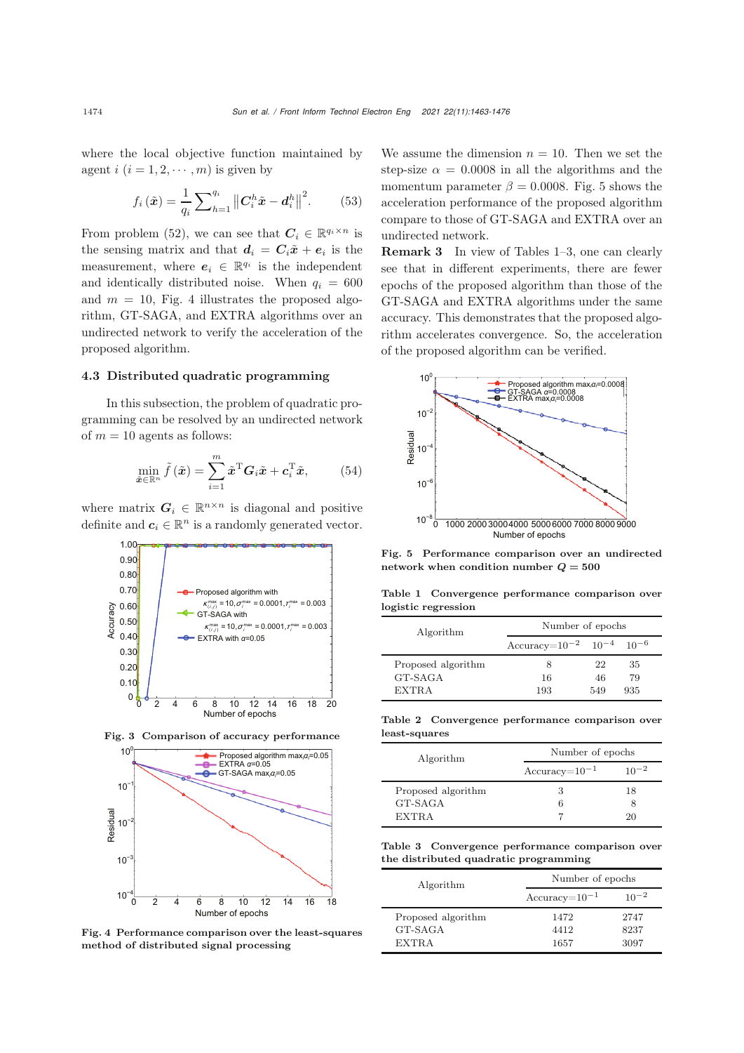where the local objective function maintained by agent $i$ $(i = 1, 2, \cdots, m)$ is given by

$$f_i(\tilde{\boldsymbol{x}}) = \frac{1}{q_i}\sum_{h=1}^{q_i}\left\|\boldsymbol{C}_i^h\tilde{\boldsymbol{x}} - \boldsymbol{d}_i^h\right\|^2. \tag{53}$$

From problem (52), we can see that $\boldsymbol{C}_i \in \mathbb{R}^{q_i\times n}$ is the sensing matrix and that $\boldsymbol{d}_i = \boldsymbol{C}_i\tilde{\boldsymbol{x}} + \boldsymbol{e}_i$ is the measurement, where $\boldsymbol{e}_i \in \mathbb{R}^{q_i}$ is the independent and identically distributed noise. When $q_i = 600$ and $m = 10$, Fig. 4 illustrates the proposed algorithm, GT-SAGA, and EXTRA algorithms over an undirected network to verify the acceleration of the proposed algorithm.

### 4.3 Distributed quadratic programming

In this subsection, the problem of quadratic programming can be resolved by an undirected network of $m = 10$ agents as follows:

$$\min_{\tilde{\boldsymbol{x}}\in\mathbb{R}^n} \tilde{f}(\tilde{\boldsymbol{x}}) = \sum_{i=1}^{m}\tilde{\boldsymbol{x}}^{\mathrm{T}}\boldsymbol{G}_i\tilde{\boldsymbol{x}} + \boldsymbol{c}_i^{\mathrm{T}}\tilde{\boldsymbol{x}}, \tag{54}$$

where matrix $\boldsymbol{G}_i \in \mathbb{R}^{n\times n}$ is diagonal and positive definite and $\boldsymbol{c}_i \in \mathbb{R}^n$ is a randomly generated vector.

**Fig. 3 Comparison of accuracy performance**

**Fig. 4 Performance comparison over the least-squares method of distributed signal processing**

We assume the dimension $n = 10$. Then we set the step-size $\alpha = 0.0008$ in all the algorithms and the momentum parameter $\beta = 0.0008$. Fig. 5 shows the acceleration performance of the proposed algorithm compare to those of GT-SAGA and EXTRA over an undirected network.

**Remark 3** In view of Tables 1–3, one can clearly see that in different experiments, there are fewer epochs of the proposed algorithm than those of the GT-SAGA and EXTRA algorithms under the same accuracy. This demonstrates that the proposed algorithm accelerates convergence. So, the acceleration of the proposed algorithm can be verified.

**Fig. 5 Performance comparison over an undirected network when condition number $Q = 500$**

**Table 1 Convergence performance comparison over logistic regression**

| Algorithm | Number of epochs | | |
|---|---|---|---|
| | Accuracy=$10^{-2}$ | $10^{-4}$ | $10^{-6}$ |
| Proposed algorithm | 8 | 22 | 35 |
| GT-SAGA | 16 | 46 | 79 |
| EXTRA | 193 | 549 | 935 |

**Table 2 Convergence performance comparison over least-squares**

| Algorithm | Number of epochs | |
|---|---|---|
| | Accuracy=$10^{-1}$ | $10^{-2}$ |
| Proposed algorithm | 3 | 18 |
| GT-SAGA | 6 | 8 |
| EXTRA | 7 | 20 |

**Table 3 Convergence performance comparison over the distributed quadratic programming**

| Algorithm | Number of epochs | |
|---|---|---|
| | Accuracy=$10^{-1}$ | $10^{-2}$ |
| Proposed algorithm | 1472 | 2747 |
| GT-SAGA | 4412 | 8237 |
| EXTRA | 1657 | 3097 |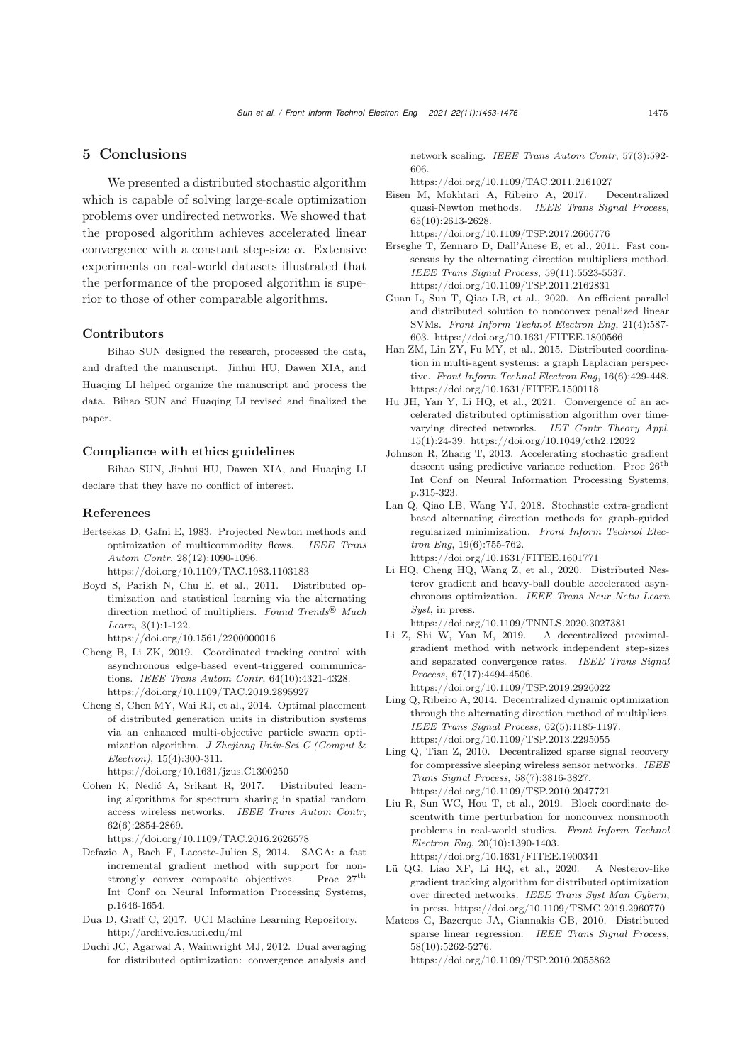## 5 Conclusions

We presented a distributed stochastic algorithm which is capable of solving large-scale optimization problems over undirected networks. We showed that the proposed algorithm achieves accelerated linear convergence with a constant step-size $\alpha$. Extensive experiments on real-world datasets illustrated that the performance of the proposed algorithm is superior to those of other comparable algorithms.

### Contributors

Bihao SUN designed the research, processed the data, and drafted the manuscript. Jinhui HU, Dawen XIA, and Huaqing LI helped organize the manuscript and process the data. Bihao SUN and Huaqing LI revised and finalized the paper.

### Compliance with ethics guidelines

Bihao SUN, Jinhui HU, Dawen XIA, and Huaqing LI declare that they have no conflict of interest.

### References

Bertsekas D, Gafni E, 1983. Projected Newton methods and optimization of multicommodity flows. *IEEE Trans Autom Contr*, 28(12):1090-1096. https://doi.org/10.1109/TAC.1983.1103183

Boyd S, Parikh N, Chu E, et al., 2011. Distributed optimization and statistical learning via the alternating direction method of multipliers. *Found Trends® Mach Learn*, 3(1):1-122. https://doi.org/10.1561/2200000016

Cheng B, Li ZK, 2019. Coordinated tracking control with asynchronous edge-based event-triggered communications. *IEEE Trans Autom Contr*, 64(10):4321-4328. https://doi.org/10.1109/TAC.2019.2895927

Cheng S, Chen MY, Wai RJ, et al., 2014. Optimal placement of distributed generation units in distribution systems via an enhanced multi-objective particle swarm optimization algorithm. *J Zhejiang Univ-Sci C (Comput & Electron)*, 15(4):300-311. https://doi.org/10.1631/jzus.C1300250

Cohen K, Nedić A, Srikant R, 2017. Distributed learning algorithms for spectrum sharing in spatial random access wireless networks. *IEEE Trans Autom Contr*, 62(6):2854-2869. https://doi.org/10.1109/TAC.2016.2626578

Defazio A, Bach F, Lacoste-Julien S, 2014. SAGA: a fast incremental gradient method with support for non-strongly convex composite objectives. Proc 27th Int Conf on Neural Information Processing Systems, p.1646-1654.

Dua D, Graff C, 2017. UCI Machine Learning Repository. http://archive.ics.uci.edu/ml

Duchi JC, Agarwal A, Wainwright MJ, 2012. Dual averaging for distributed optimization: convergence analysis and network scaling. *IEEE Trans Autom Contr*, 57(3):592-606. https://doi.org/10.1109/TAC.2011.2161027

Eisen M, Mokhtari A, Ribeiro A, 2017. Decentralized quasi-Newton methods. *IEEE Trans Signal Process*, 65(10):2613-2628. https://doi.org/10.1109/TSP.2017.2666776

Erseghe T, Zennaro D, Dall'Anese E, et al., 2011. Fast consensus by the alternating direction multipliers method. *IEEE Trans Signal Process*, 59(11):5523-5537. https://doi.org/10.1109/TSP.2011.2162831

Guan L, Sun T, Qiao LB, et al., 2020. An efficient parallel and distributed solution to nonconvex penalized linear SVMs. *Front Inform Technol Electron Eng*, 21(4):587-603. https://doi.org/10.1631/FITEE.1800566

Han ZM, Lin ZY, Fu MY, et al., 2015. Distributed coordination in multi-agent systems: a graph Laplacian perspective. *Front Inform Technol Electron Eng*, 16(6):429-448. https://doi.org/10.1631/FITEE.1500118

Hu JH, Yan Y, Li HQ, et al., 2021. Convergence of an accelerated distributed optimisation algorithm over time-varying directed networks. *IET Contr Theory Appl*, 15(1):24-39. https://doi.org/10.1049/cth2.12022

Johnson R, Zhang T, 2013. Accelerating stochastic gradient descent using predictive variance reduction. Proc 26th Int Conf on Neural Information Processing Systems, p.315-323.

Lan Q, Qiao LB, Wang YJ, 2018. Stochastic extra-gradient based alternating direction methods for graph-guided regularized minimization. *Front Inform Technol Electron Eng*, 19(6):755-762. https://doi.org/10.1631/FITEE.1601771

Li HQ, Cheng HQ, Wang Z, et al., 2020. Distributed Nesterov gradient and heavy-ball double accelerated asynchronous optimization. *IEEE Trans Neur Netw Learn Syst*, in press. https://doi.org/10.1109/TNNLS.2020.3027381

Li Z, Shi W, Yan M, 2019. A decentralized proximal-gradient method with network independent step-sizes and separated convergence rates. *IEEE Trans Signal Process*, 67(17):4494-4506. https://doi.org/10.1109/TSP.2019.2926022

Ling Q, Ribeiro A, 2014. Decentralized dynamic optimization through the alternating direction method of multipliers. *IEEE Trans Signal Process*, 62(5):1185-1197. https://doi.org/10.1109/TSP.2013.2295055

Ling Q, Tian Z, 2010. Decentralized sparse signal recovery for compressive sleeping wireless sensor networks. *IEEE Trans Signal Process*, 58(7):3816-3827. https://doi.org/10.1109/TSP.2010.2047721

Liu R, Sun WC, Hou T, et al., 2019. Block coordinate descentwith time perturbation for nonconvex nonsmooth problems in real-world studies. *Front Inform Technol Electron Eng*, 20(10):1390-1403. https://doi.org/10.1631/FITEE.1900341

Lü QG, Liao XF, Li HQ, et al., 2020. A Nesterov-like gradient tracking algorithm for distributed optimization over directed networks. *IEEE Trans Syst Man Cybern*, in press. https://doi.org/10.1109/TSMC.2019.2960770

Mateos G, Bazerque JA, Giannakis GB, 2010. Distributed sparse linear regression. *IEEE Trans Signal Process*, 58(10):5262-5276. https://doi.org/10.1109/TSP.2010.2055862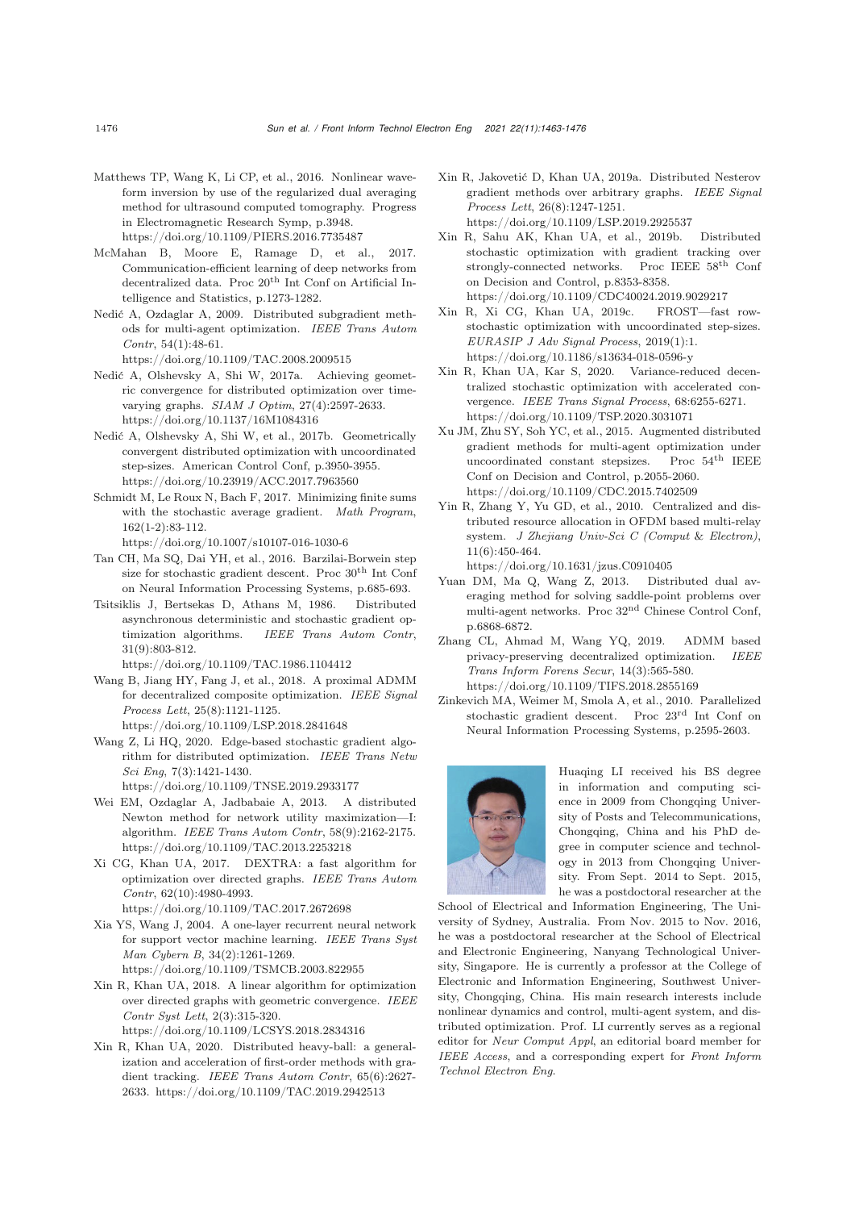Matthews TP, Wang K, Li CP, et al., 2016. Nonlinear waveform inversion by use of the regularized dual averaging method for ultrasound computed tomography. Progress in Electromagnetic Research Symp, p.3948. https://doi.org/10.1109/PIERS.2016.7735487

McMahan B, Moore E, Ramage D, et al., 2017. Communication-efficient learning of deep networks from decentralized data. Proc 20th Int Conf on Artificial Intelligence and Statistics, p.1273-1282.

Nedić A, Ozdaglar A, 2009. Distributed subgradient methods for multi-agent optimization. *IEEE Trans Autom Contr*, 54(1):48-61. https://doi.org/10.1109/TAC.2008.2009515

Nedić A, Olshevsky A, Shi W, 2017a. Achieving geometric convergence for distributed optimization over time-varying graphs. *SIAM J Optim*, 27(4):2597-2633. https://doi.org/10.1137/16M1084316

Nedić A, Olshevsky A, Shi W, et al., 2017b. Geometrically convergent distributed optimization with uncoordinated step-sizes. American Control Conf, p.3950-3955. https://doi.org/10.23919/ACC.2017.7963560

Schmidt M, Le Roux N, Bach F, 2017. Minimizing finite sums with the stochastic average gradient. *Math Program*, 162(1-2):83-112. https://doi.org/10.1007/s10107-016-1030-6

Tan CH, Ma SQ, Dai YH, et al., 2016. Barzilai-Borwein step size for stochastic gradient descent. Proc 30th Int Conf on Neural Information Processing Systems, p.685-693.

Tsitsiklis J, Bertsekas D, Athans M, 1986. Distributed asynchronous deterministic and stochastic gradient optimization algorithms. *IEEE Trans Autom Contr*, 31(9):803-812. https://doi.org/10.1109/TAC.1986.1104412

Wang B, Jiang HY, Fang J, et al., 2018. A proximal ADMM for decentralized composite optimization. *IEEE Signal Process Lett*, 25(8):1121-1125. https://doi.org/10.1109/LSP.2018.2841648

Wang Z, Li HQ, 2020. Edge-based stochastic gradient algorithm for distributed optimization. *IEEE Trans Netw Sci Eng*, 7(3):1421-1430. https://doi.org/10.1109/TNSE.2019.2933177

Wei EM, Ozdaglar A, Jadbabaie A, 2013. A distributed Newton method for network utility maximization—I: algorithm. *IEEE Trans Autom Contr*, 58(9):2162-2175. https://doi.org/10.1109/TAC.2013.2253218

Xi CG, Khan UA, 2017. DEXTRA: a fast algorithm for optimization over directed graphs. *IEEE Trans Autom Contr*, 62(10):4980-4993. https://doi.org/10.1109/TAC.2017.2672698

Xia YS, Wang J, 2004. A one-layer recurrent neural network for support vector machine learning. *IEEE Trans Syst Man Cybern B*, 34(2):1261-1269. https://doi.org/10.1109/TSMCB.2003.822955

Xin R, Khan UA, 2018. A linear algorithm for optimization over directed graphs with geometric convergence. *IEEE Contr Syst Lett*, 2(3):315-320. https://doi.org/10.1109/LCSYS.2018.2834316

Xin R, Khan UA, 2020. Distributed heavy-ball: a generalization and acceleration of first-order methods with gradient tracking. *IEEE Trans Autom Contr*, 65(6):2627-2633. https://doi.org/10.1109/TAC.2019.2942513

Xin R, Jakovetić D, Khan UA, 2019a. Distributed Nesterov gradient methods over arbitrary graphs. *IEEE Signal Process Lett*, 26(8):1247-1251. https://doi.org/10.1109/LSP.2019.2925537

Xin R, Sahu AK, Khan UA, et al., 2019b. Distributed stochastic optimization with gradient tracking over strongly-connected networks. Proc IEEE 58th Conf on Decision and Control, p.8353-8358. https://doi.org/10.1109/CDC40024.2019.9029217

Xin R, Xi CG, Khan UA, 2019c. FROST—fast row-stochastic optimization with uncoordinated step-sizes. *EURASIP J Adv Signal Process*, 2019(1):1. https://doi.org/10.1186/s13634-018-0596-y

Xin R, Khan UA, Kar S, 2020. Variance-reduced decentralized stochastic optimization with accelerated convergence. *IEEE Trans Signal Process*, 68:6255-6271. https://doi.org/10.1109/TSP.2020.3031071

Xu JM, Zhu SY, Soh YC, et al., 2015. Augmented distributed gradient methods for multi-agent optimization under uncoordinated constant stepsizes. Proc 54th IEEE Conf on Decision and Control, p.2055-2060. https://doi.org/10.1109/CDC.2015.7402509

Yin R, Zhang Y, Yu GD, et al., 2010. Centralized and distributed resource allocation in OFDM based multi-relay system. *J Zhejiang Univ-Sci C (Comput & Electron)*, 11(6):450-464. https://doi.org/10.1631/jzus.C0910405

Yuan DM, Ma Q, Wang Z, 2013. Distributed dual averaging method for solving saddle-point problems over multi-agent networks. Proc 32nd Chinese Control Conf, p.6868-6872.

Zhang CL, Ahmad M, Wang YQ, 2019. ADMM based privacy-preserving decentralized optimization. *IEEE Trans Inform Forens Secur*, 14(3):565-580. https://doi.org/10.1109/TIFS.2018.2855169

Zinkevich MA, Weimer M, Smola A, et al., 2010. Parallelized stochastic gradient descent. Proc 23rd Int Conf on Neural Information Processing Systems, p.2595-2603.

Huaqing LI received his BS degree in information and computing science in 2009 from Chongqing University of Posts and Telecommunications, Chongqing, China and his PhD degree in computer science and technology in 2013 from Chongqing University. From Sept. 2014 to Sept. 2015, he was a postdoctoral researcher at the School of Electrical and Information Engineering, The University of Sydney, Australia. From Nov. 2015 to Nov. 2016, he was a postdoctoral researcher at the School of Electrical and Electronic Engineering, Nanyang Technological University, Singapore. He is currently a professor at the College of Electronic and Information Engineering, Southwest University, Chongqing, China. His main research interests include nonlinear dynamics and control, multi-agent system, and distributed optimization. Prof. LI currently serves as a regional editor for *Neur Comput Appl*, an editorial board member for *IEEE Access*, and a corresponding expert for *Front Inform Technol Electron Eng*.